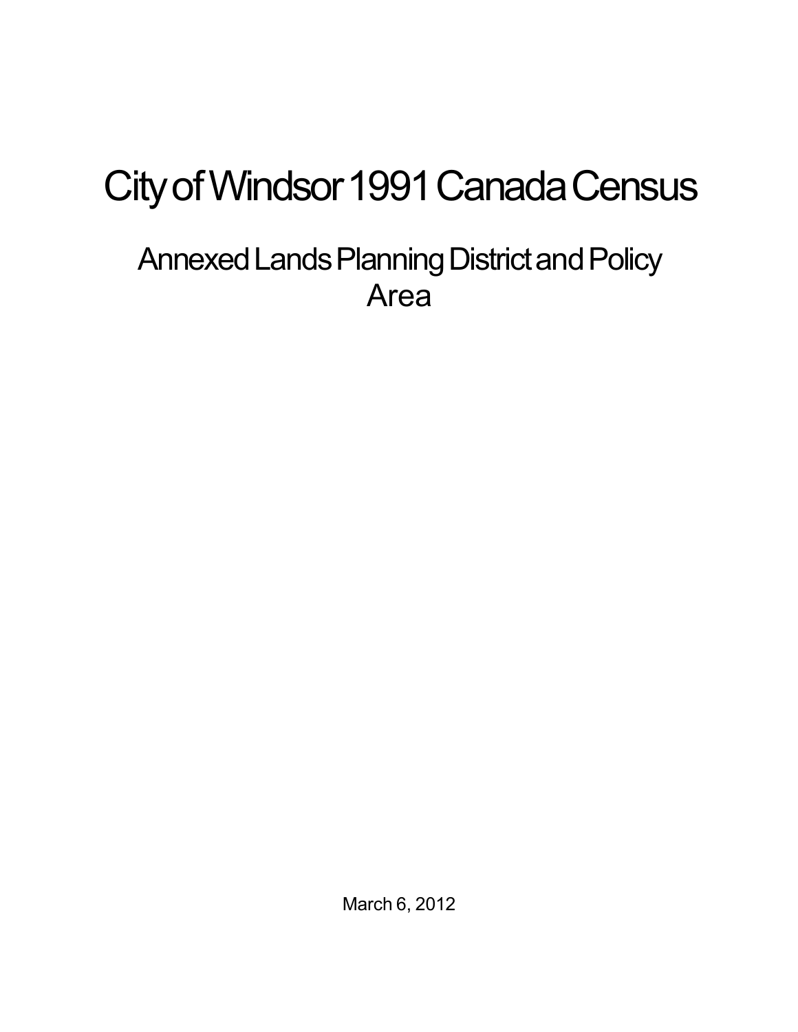# City of Windsor 1991 Canada Census

## Annexed Lands Planning District and Policy Area

March 6, 2012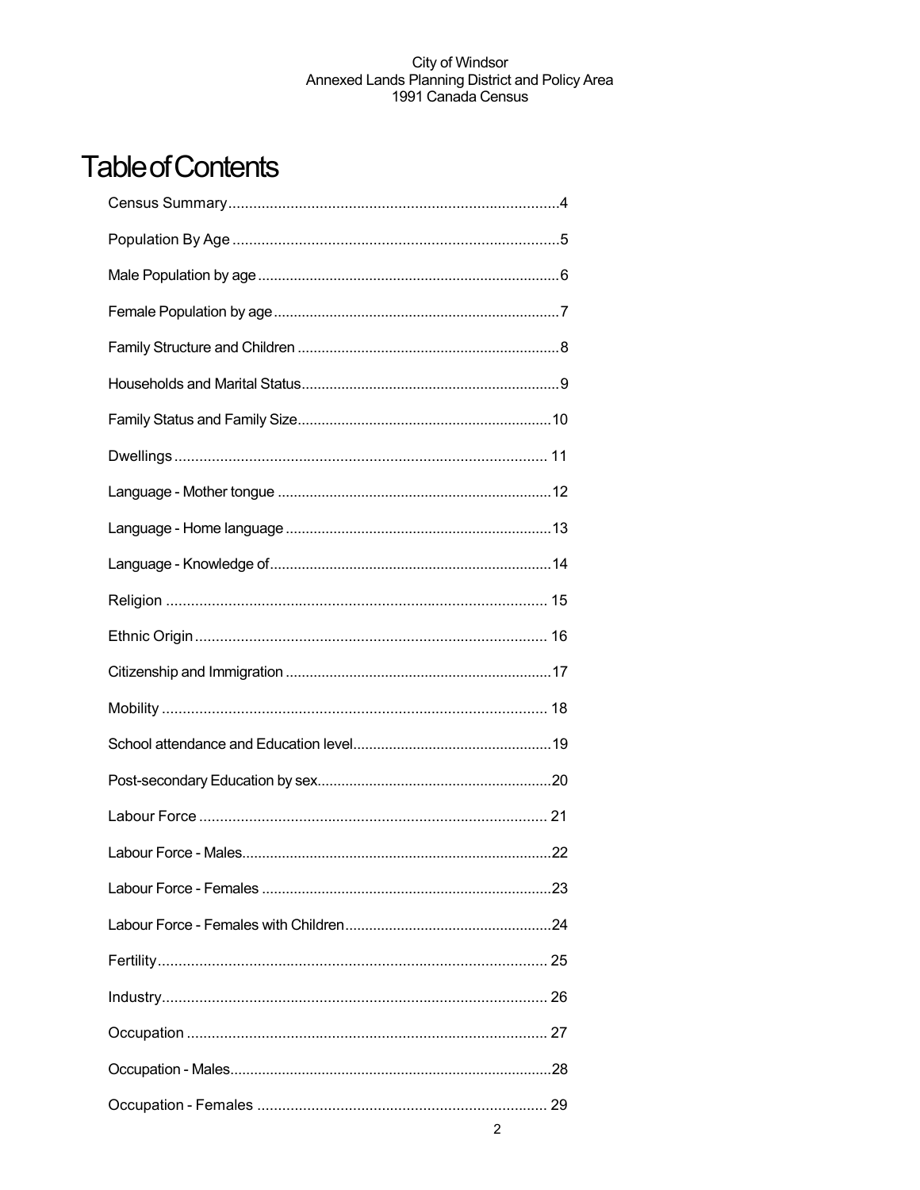# Table of Contents

Census Summary....4

Population By Age....5

Male Population by age....6

Female Population by age....7

Family Structure and Children....8

Households and Marital Status....9

Family Status and Family Size....10

Dwellings....11

Language - Mother tongue....12

Language - Home language....13

Language - Knowledge of....14

Religion....15

Ethnic Origin....16

Citizenship and Immigration....17

Mobility....18

School attendance and Education level....19

Post-secondary Education by sex....20

Labour Force....21

Labour Force - Males....22

Labour Force - Females....23

Labour Force - Females with Children....24

Fertility....25

Industry....26

Occupation....27

Occupation - Males....28

Occupation - Females....29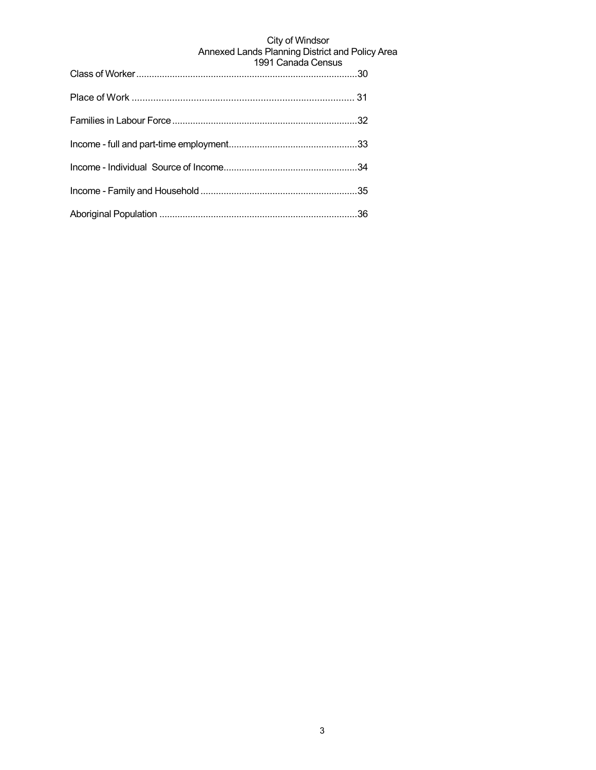Class of Worker.....................................................................................30

Place of Work ................................................................................... 31

Families in Labour Force.......................................................................32

Income - full and part-time employment.................................................33

Income - Individual Source of Income....................................................34

Income - Family and Household ............................................................35

Aboriginal Population ............................................................................36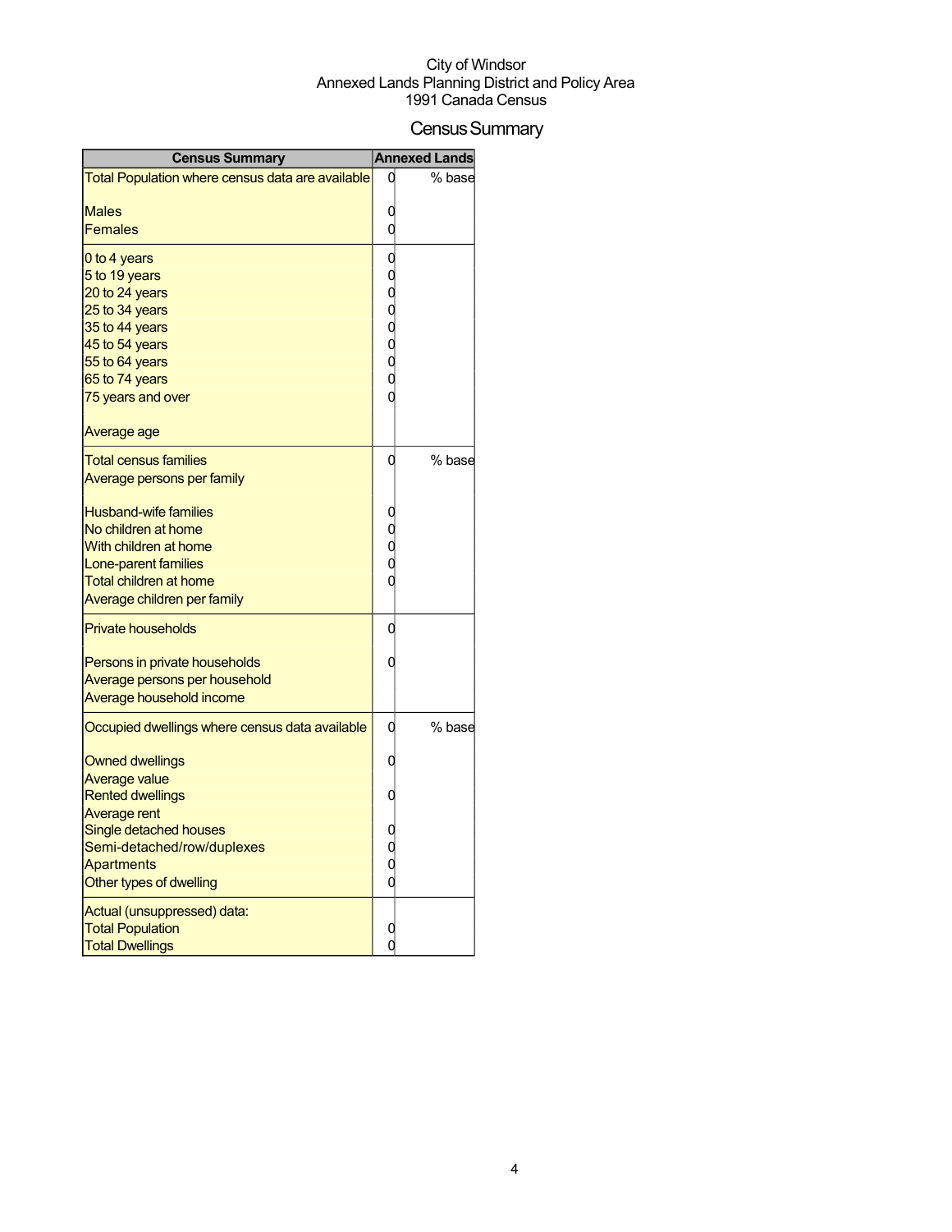City of Windsor
Annexed Lands Planning District and Policy Area
1991 Canada Census

# Census Summary

| Census Summary | Annexed Lands | |
|---|---|---|
| Total Population where census data are available | 0 | % base |
| Males | 0 | |
| Females | 0 | |
| 0 to 4 years | 0 | |
| 5 to 19 years | 0 | |
| 20 to 24 years | 0 | |
| 25 to 34 years | 0 | |
| 35 to 44 years | 0 | |
| 45 to 54 years | 0 | |
| 55 to 64 years | 0 | |
| 65 to 74 years | 0 | |
| 75 years and over | 0 | |
| Average age | | |
| Total census families | 0 | % base |
| Average persons per family | | |
| Husband-wife families | 0 | |
| No children at home | 0 | |
| With children at home | 0 | |
| Lone-parent families | 0 | |
| Total children at home | 0 | |
| Average children per family | | |
| Private households | 0 | |
| Persons in private households | 0 | |
| Average persons per household | | |
| Average household income | | |
| Occupied dwellings where census data available | 0 | % base |
| Owned dwellings | 0 | |
| Average value | | |
| Rented dwellings | 0 | |
| Average rent | | |
| Single detached houses | 0 | |
| Semi-detached/row/duplexes | 0 | |
| Apartments | 0 | |
| Other types of dwelling | 0 | |
| Actual (unsuppressed) data: | | |
| Total Population | 0 | |
| Total Dwellings | 0 | |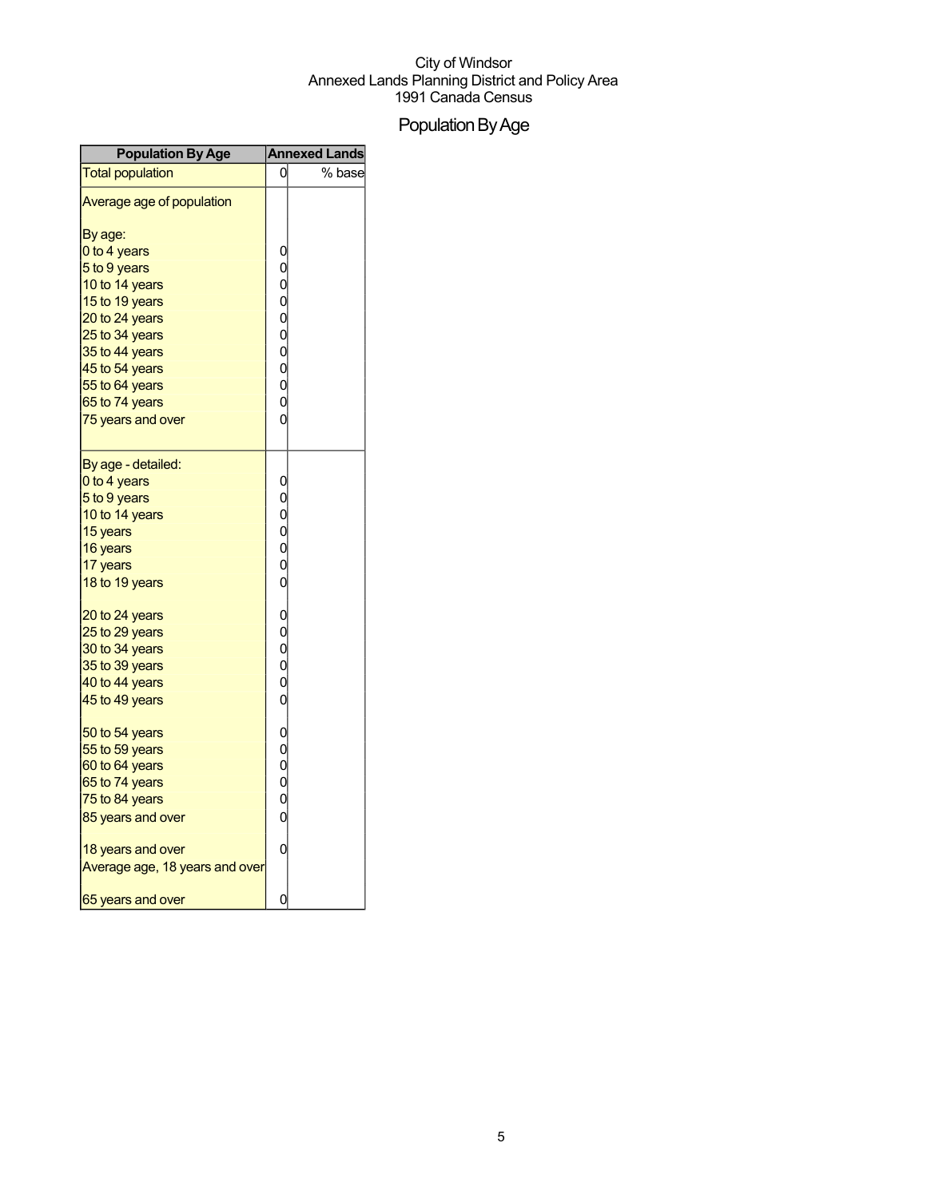City of Windsor
Annexed Lands Planning District and Policy Area
1991 Canada Census

# Population By Age

| Population By Age | Annexed Lands | |
|---|---|---|
| Total population | 0 | % base |
| Average age of population | | |
| By age: | | |
| 0 to 4 years | 0 | |
| 5 to 9 years | 0 | |
| 10 to 14 years | 0 | |
| 15 to 19 years | 0 | |
| 20 to 24 years | 0 | |
| 25 to 34 years | 0 | |
| 35 to 44 years | 0 | |
| 45 to 54 years | 0 | |
| 55 to 64 years | 0 | |
| 65 to 74 years | 0 | |
| 75 years and over | 0 | |
| By age - detailed: | | |
| 0 to 4 years | 0 | |
| 5 to 9 years | 0 | |
| 10 to 14 years | 0 | |
| 15 years | 0 | |
| 16 years | 0 | |
| 17 years | 0 | |
| 18 to 19 years | 0 | |
| 20 to 24 years | 0 | |
| 25 to 29 years | 0 | |
| 30 to 34 years | 0 | |
| 35 to 39 years | 0 | |
| 40 to 44 years | 0 | |
| 45 to 49 years | 0 | |
| 50 to 54 years | 0 | |
| 55 to 59 years | 0 | |
| 60 to 64 years | 0 | |
| 65 to 74 years | 0 | |
| 75 to 84 years | 0 | |
| 85 years and over | 0 | |
| 18 years and over | 0 | |
| Average age, 18 years and over | | |
| 65 years and over | 0 | |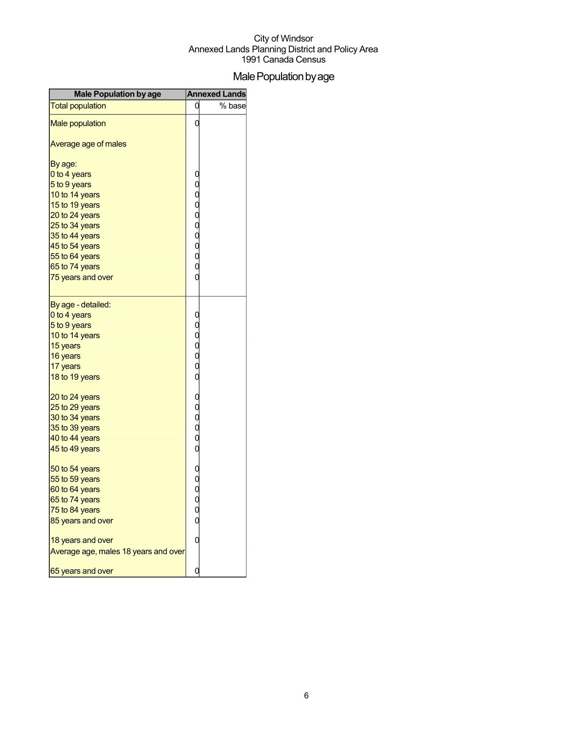City of Windsor
Annexed Lands Planning District and Policy Area
1991 Canada Census

# Male Population by age

| Male Population by age | Annexed Lands | |
|---|---|---|
| Total population | 0 | % base |
| Male population | 0 | |
| Average age of males | | |
| By age: | | |
| 0 to 4 years | 0 | |
| 5 to 9 years | 0 | |
| 10 to 14 years | 0 | |
| 15 to 19 years | 0 | |
| 20 to 24 years | 0 | |
| 25 to 34 years | 0 | |
| 35 to 44 years | 0 | |
| 45 to 54 years | 0 | |
| 55 to 64 years | 0 | |
| 65 to 74 years | 0 | |
| 75 years and over | 0 | |
| By age - detailed: | | |
| 0 to 4 years | 0 | |
| 5 to 9 years | 0 | |
| 10 to 14 years | 0 | |
| 15 years | 0 | |
| 16 years | 0 | |
| 17 years | 0 | |
| 18 to 19 years | 0 | |
| 20 to 24 years | 0 | |
| 25 to 29 years | 0 | |
| 30 to 34 years | 0 | |
| 35 to 39 years | 0 | |
| 40 to 44 years | 0 | |
| 45 to 49 years | 0 | |
| 50 to 54 years | 0 | |
| 55 to 59 years | 0 | |
| 60 to 64 years | 0 | |
| 65 to 74 years | 0 | |
| 75 to 84 years | 0 | |
| 85 years and over | 0 | |
| 18 years and over | 0 | |
| Average age, males 18 years and over | | |
| 65 years and over | 0 | |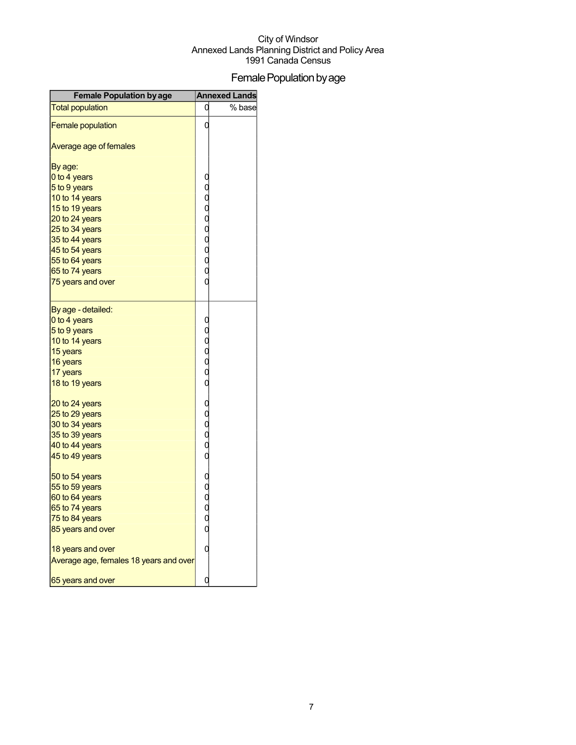City of Windsor
Annexed Lands Planning District and Policy Area
1991 Canada Census

# Female Population by age

| Female Population by age | Annexed Lands | |
|---|---|---|
| Total population | 0 | % base |
| Female population | 0 | |
| Average age of females | | |
| By age: | | |
| 0 to 4 years | 0 | |
| 5 to 9 years | 0 | |
| 10 to 14 years | 0 | |
| 15 to 19 years | 0 | |
| 20 to 24 years | 0 | |
| 25 to 34 years | 0 | |
| 35 to 44 years | 0 | |
| 45 to 54 years | 0 | |
| 55 to 64 years | 0 | |
| 65 to 74 years | 0 | |
| 75 years and over | 0 | |
| By age - detailed: | | |
| 0 to 4 years | 0 | |
| 5 to 9 years | 0 | |
| 10 to 14 years | 0 | |
| 15 years | 0 | |
| 16 years | 0 | |
| 17 years | 0 | |
| 18 to 19 years | 0 | |
| 20 to 24 years | 0 | |
| 25 to 29 years | 0 | |
| 30 to 34 years | 0 | |
| 35 to 39 years | 0 | |
| 40 to 44 years | 0 | |
| 45 to 49 years | 0 | |
| 50 to 54 years | 0 | |
| 55 to 59 years | 0 | |
| 60 to 64 years | 0 | |
| 65 to 74 years | 0 | |
| 75 to 84 years | 0 | |
| 85 years and over | 0 | |
| 18 years and over | 0 | |
| Average age, females 18 years and over | | |
| 65 years and over | 0 | |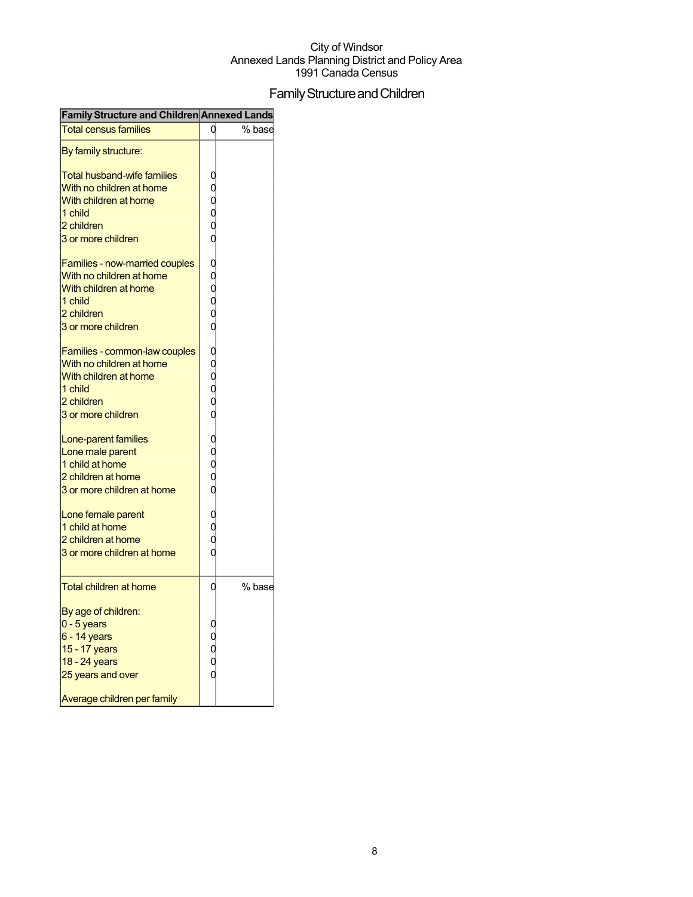City of Windsor
Annexed Lands Planning District and Policy Area
1991 Canada Census

# Family Structure and Children

| Family Structure and Children | Annexed Lands | |
|---|---|---|
| Total census families | 0 | % base |
| By family structure: | | |
| Total husband-wife families | 0 | |
| With no children at home | 0 | |
| With children at home | 0 | |
| 1 child | 0 | |
| 2 children | 0 | |
| 3 or more children | 0 | |
| Families - now-married couples | 0 | |
| With no children at home | 0 | |
| With children at home | 0 | |
| 1 child | 0 | |
| 2 children | 0 | |
| 3 or more children | 0 | |
| Families - common-law couples | 0 | |
| With no children at home | 0 | |
| With children at home | 0 | |
| 1 child | 0 | |
| 2 children | 0 | |
| 3 or more children | 0 | |
| Lone-parent families | 0 | |
| Lone male parent | 0 | |
| 1 child at home | 0 | |
| 2 children at home | 0 | |
| 3 or more children at home | 0 | |
| Lone female parent | 0 | |
| 1 child at home | 0 | |
| 2 children at home | 0 | |
| 3 or more children at home | 0 | |
| Total children at home | 0 | % base |
| By age of children: | | |
| 0 - 5 years | 0 | |
| 6 - 14 years | 0 | |
| 15 - 17 years | 0 | |
| 18 - 24 years | 0 | |
| 25 years and over | 0 | |
| Average children per family | | |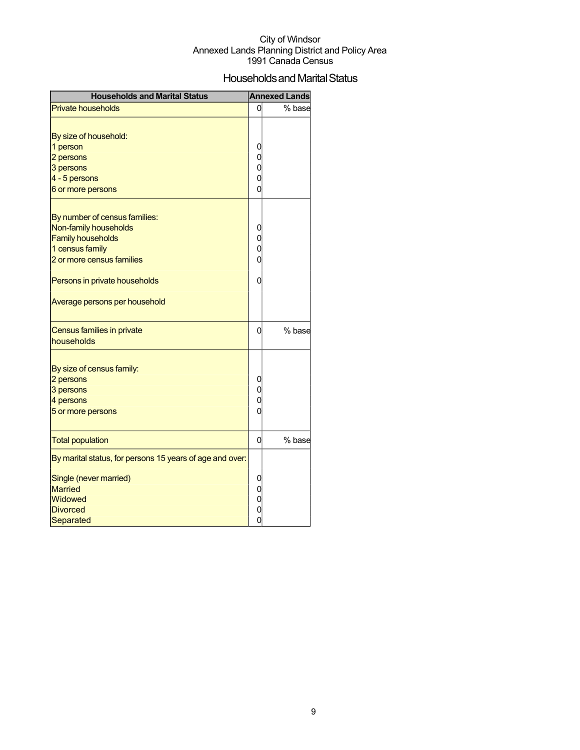City of Windsor
Annexed Lands Planning District and Policy Area
1991 Canada Census

# Households and Marital Status

| Households and Marital Status | Annexed Lands | |
|---|---|---|
| Private households | 0 | % base |
| | | |
| By size of household: | | |
| 1 person | 0 | |
| 2 persons | 0 | |
| 3 persons | 0 | |
| 4 - 5 persons | 0 | |
| 6 or more persons | 0 | |
| | | |
| By number of census families: | | |
| Non-family households | 0 | |
| Family households | 0 | |
| 1 census family | 0 | |
| 2 or more census families | 0 | |
| | | |
| Persons in private households | 0 | |
| | | |
| Average persons per household | | |
| Census families in private households | 0 | % base |
| | | |
| By size of census family: | | |
| 2 persons | 0 | |
| 3 persons | 0 | |
| 4 persons | 0 | |
| 5 or more persons | 0 | |
| | | |
| Total population | 0 | % base |
| By marital status, for persons 15 years of age and over: | | |
| Single (never married) | 0 | |
| Married | 0 | |
| Widowed | 0 | |
| Divorced | 0 | |
| Separated | 0 | |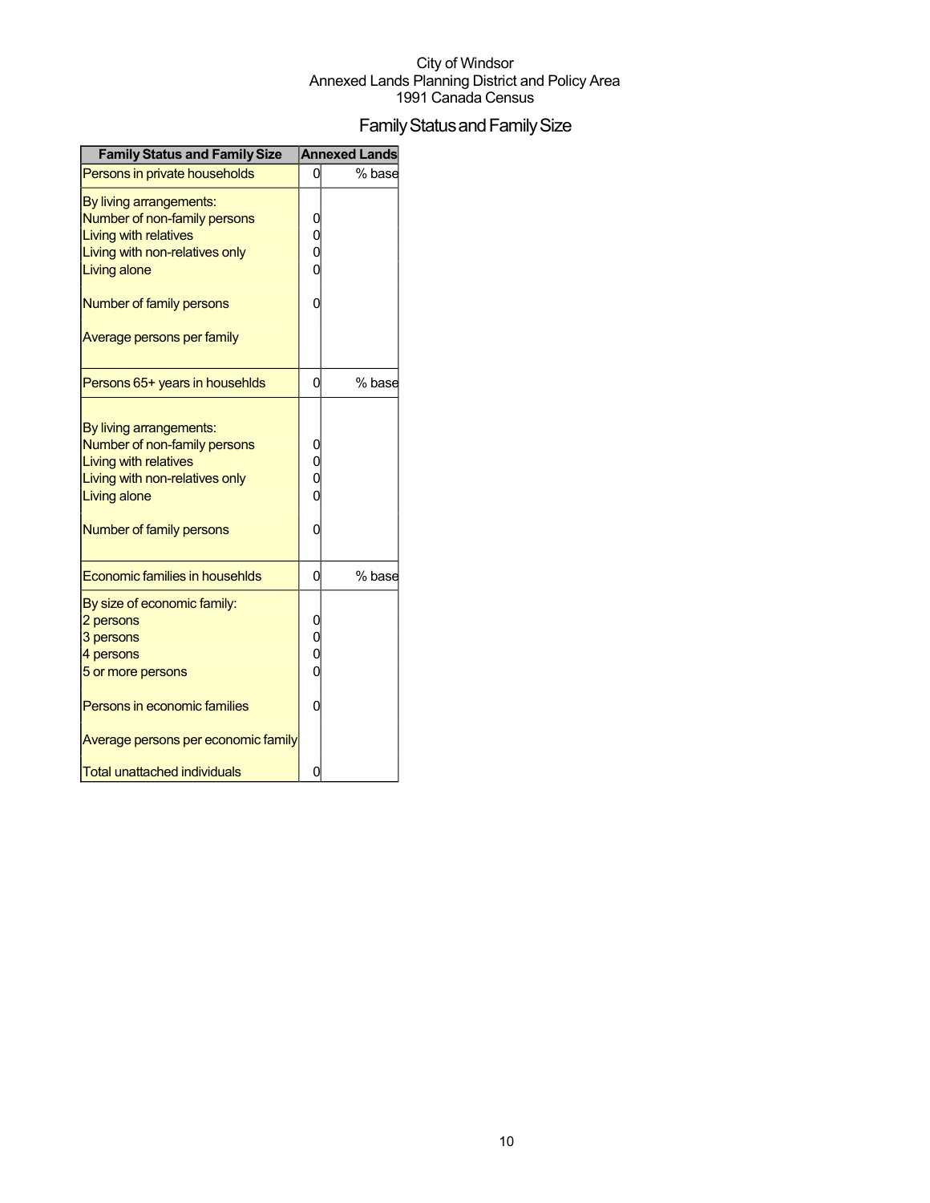City of Windsor
Annexed Lands Planning District and Policy Area
1991 Canada Census

# Family Status and Family Size

| Family Status and Family Size | Annexed Lands | |
|---|---|---|
| Persons in private households | 0 | % base |
| By living arrangements: | | |
| Number of non-family persons | 0 | |
| Living with relatives | 0 | |
| Living with non-relatives only | 0 | |
| Living alone | 0 | |
| Number of family persons | 0 | |
| Average persons per family | | |
| Persons 65+ years in househlds | 0 | % base |
| By living arrangements: | | |
| Number of non-family persons | 0 | |
| Living with relatives | 0 | |
| Living with non-relatives only | 0 | |
| Living alone | 0 | |
| Number of family persons | 0 | |
| Economic families in househlds | 0 | % base |
| By size of economic family: | | |
| 2 persons | 0 | |
| 3 persons | 0 | |
| 4 persons | 0 | |
| 5 or more persons | 0 | |
| Persons in economic families | 0 | |
| Average persons per economic family | | |
| Total unattached individuals | 0 | |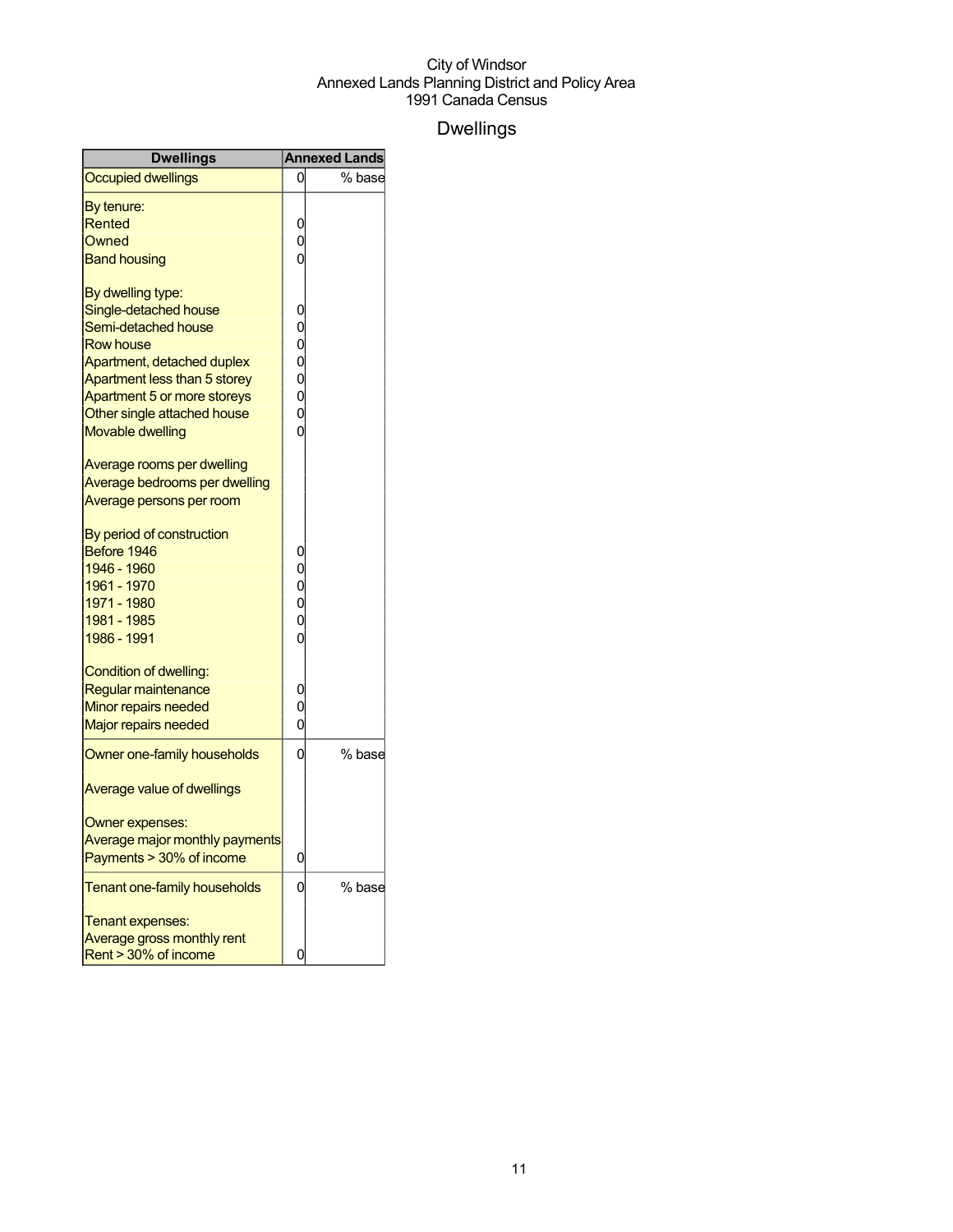City of Windsor
Annexed Lands Planning District and Policy Area
1991 Canada Census

# Dwellings

| Dwellings | Annexed Lands | |
|---|---|---|
| Occupied dwellings | 0 | % base |
| By tenure: | | |
| Rented | 0 | |
| Owned | 0 | |
| Band housing | 0 | |
| By dwelling type: | | |
| Single-detached house | 0 | |
| Semi-detached house | 0 | |
| Row house | 0 | |
| Apartment, detached duplex | 0 | |
| Apartment less than 5 storey | 0 | |
| Apartment 5 or more storeys | 0 | |
| Other single attached house | 0 | |
| Movable dwelling | 0 | |
| Average rooms per dwelling | | |
| Average bedrooms per dwelling | | |
| Average persons per room | | |
| By period of construction | | |
| Before 1946 | 0 | |
| 1946 - 1960 | 0 | |
| 1961 - 1970 | 0 | |
| 1971 - 1980 | 0 | |
| 1981 - 1985 | 0 | |
| 1986 - 1991 | 0 | |
| Condition of dwelling: | | |
| Regular maintenance | 0 | |
| Minor repairs needed | 0 | |
| Major repairs needed | 0 | |
| Owner one-family households | 0 | % base |
| Average value of dwellings | | |
| Owner expenses: | | |
| Average major monthly payments | | |
| Payments > 30% of income | 0 | |
| Tenant one-family households | 0 | % base |
| Tenant expenses: | | |
| Average gross monthly rent | | |
| Rent > 30% of income | 0 | |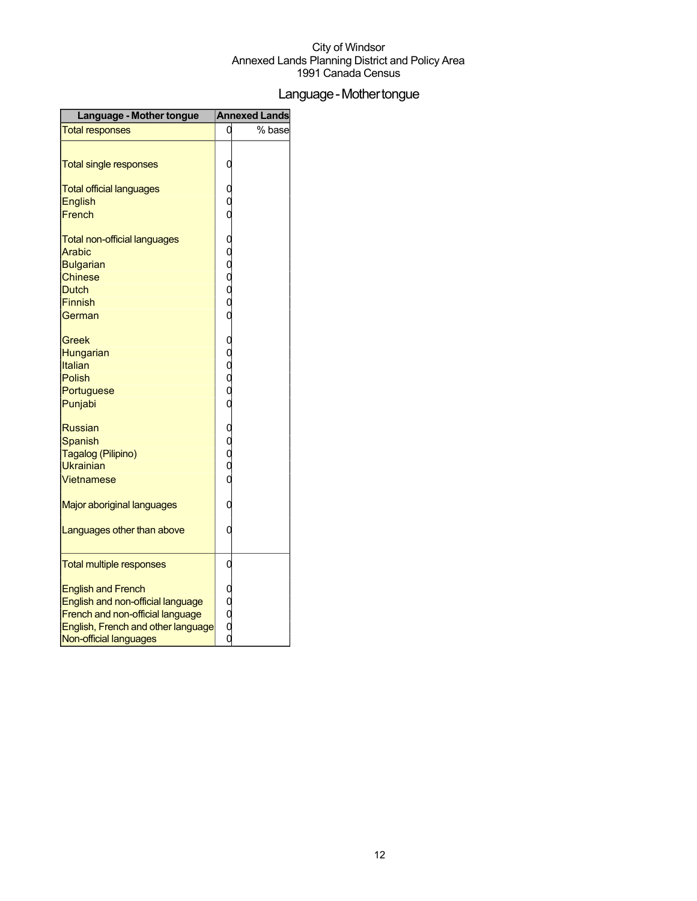City of Windsor
Annexed Lands Planning District and Policy Area
1991 Canada Census

# Language - Mother tongue

| Language - Mother tongue | Annexed Lands | |
|---|---|---|
| Total responses | 0 | % base |
| Total single responses | 0 | |
| Total official languages | 0 | |
| English | 0 | |
| French | 0 | |
| Total non-official languages | 0 | |
| Arabic | 0 | |
| Bulgarian | 0 | |
| Chinese | 0 | |
| Dutch | 0 | |
| Finnish | 0 | |
| German | 0 | |
| Greek | 0 | |
| Hungarian | 0 | |
| Italian | 0 | |
| Polish | 0 | |
| Portuguese | 0 | |
| Punjabi | 0 | |
| Russian | 0 | |
| Spanish | 0 | |
| Tagalog (Pilipino) | 0 | |
| Ukrainian | 0 | |
| Vietnamese | 0 | |
| Major aboriginal languages | 0 | |
| Languages other than above | 0 | |
| Total multiple responses | 0 | |
| English and French | 0 | |
| English and non-official language | 0 | |
| French and non-official language | 0 | |
| English, French and other language | 0 | |
| Non-official languages | 0 | |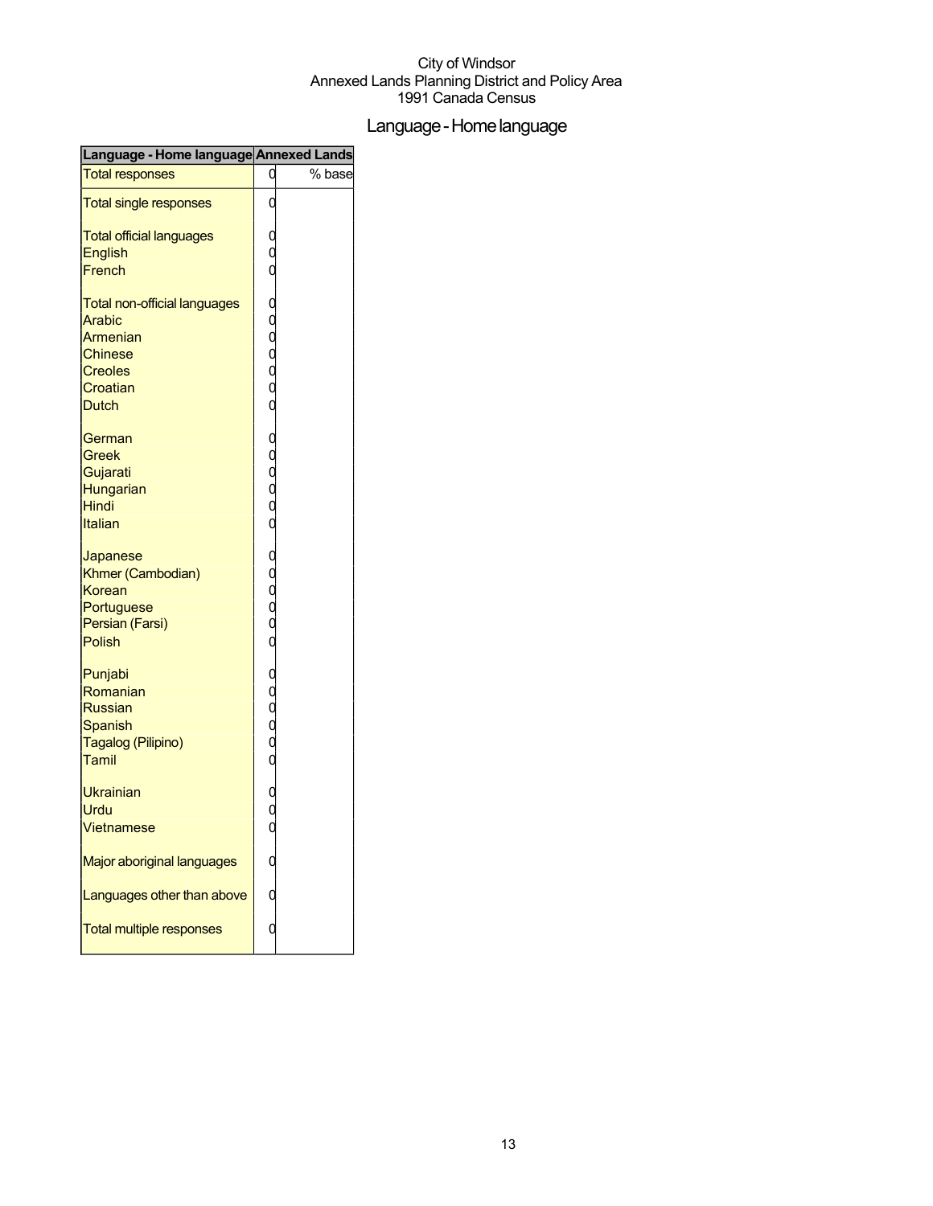City of Windsor
Annexed Lands Planning District and Policy Area
1991 Canada Census

# Language - Home language

| Language - Home language | Annexed Lands | |
|---|---|---|
| Total responses | 0 | % base |
| Total single responses | 0 | |
| Total official languages | 0 | |
| English | 0 | |
| French | 0 | |
| Total non-official languages | 0 | |
| Arabic | 0 | |
| Armenian | 0 | |
| Chinese | 0 | |
| Creoles | 0 | |
| Croatian | 0 | |
| Dutch | 0 | |
| German | 0 | |
| Greek | 0 | |
| Gujarati | 0 | |
| Hungarian | 0 | |
| Hindi | 0 | |
| Italian | 0 | |
| Japanese | 0 | |
| Khmer (Cambodian) | 0 | |
| Korean | 0 | |
| Portuguese | 0 | |
| Persian (Farsi) | 0 | |
| Polish | 0 | |
| Punjabi | 0 | |
| Romanian | 0 | |
| Russian | 0 | |
| Spanish | 0 | |
| Tagalog (Pilipino) | 0 | |
| Tamil | 0 | |
| Ukrainian | 0 | |
| Urdu | 0 | |
| Vietnamese | 0 | |
| Major aboriginal languages | 0 | |
| Languages other than above | 0 | |
| Total multiple responses | 0 | |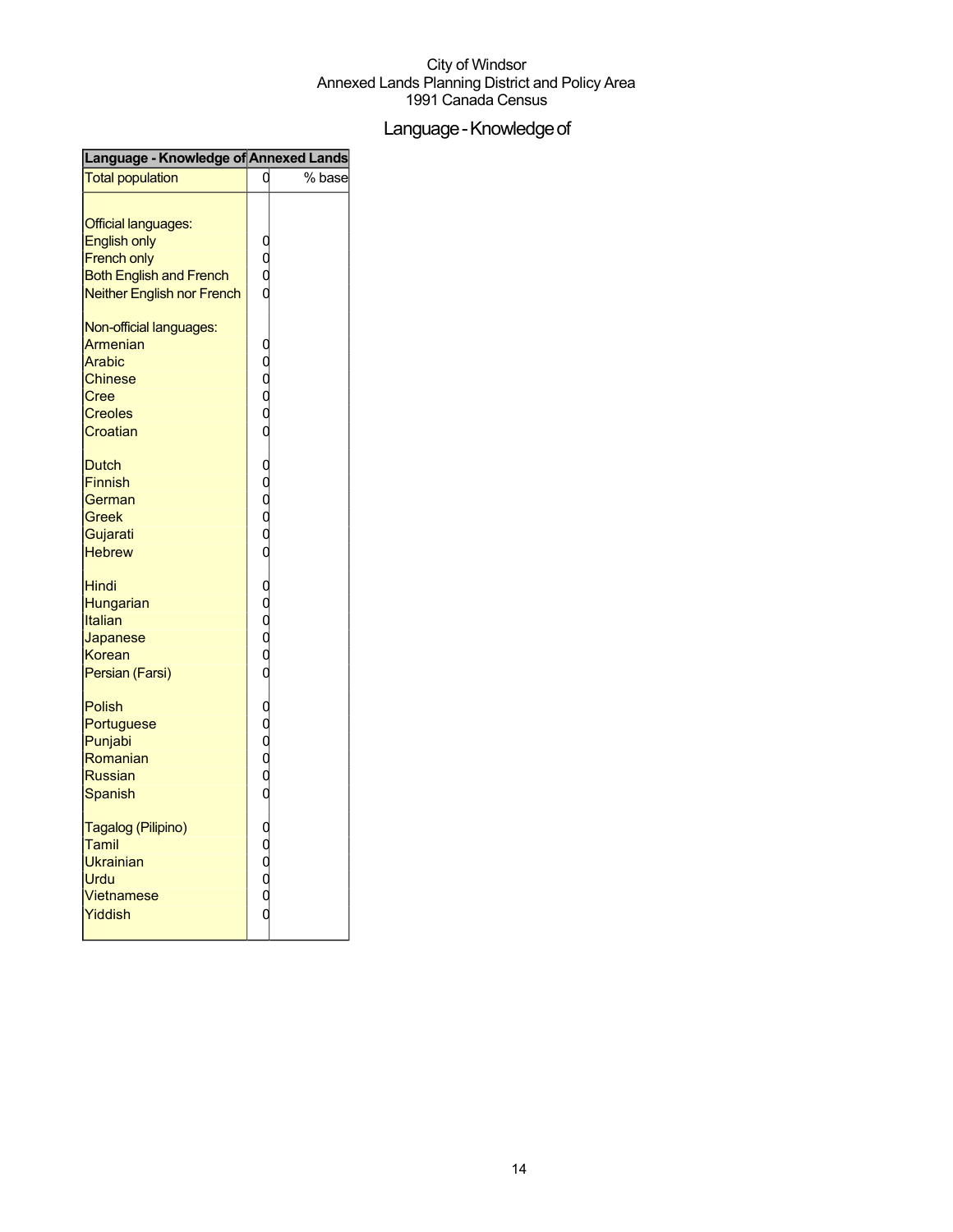City of Windsor
Annexed Lands Planning District and Policy Area
1991 Canada Census

# Language - Knowledge of

| Language - Knowledge of | Annexed Lands | |
|---|---|---|
| Total population | 0 | % base |
| | | |
| Official languages: | | |
| English only | 0 | |
| French only | 0 | |
| Both English and French | 0 | |
| Neither English nor French | 0 | |
| | | |
| Non-official languages: | | |
| Armenian | 0 | |
| Arabic | 0 | |
| Chinese | 0 | |
| Cree | 0 | |
| Creoles | 0 | |
| Croatian | 0 | |
| | | |
| Dutch | 0 | |
| Finnish | 0 | |
| German | 0 | |
| Greek | 0 | |
| Gujarati | 0 | |
| Hebrew | 0 | |
| | | |
| Hindi | 0 | |
| Hungarian | 0 | |
| Italian | 0 | |
| Japanese | 0 | |
| Korean | 0 | |
| Persian (Farsi) | 0 | |
| | | |
| Polish | 0 | |
| Portuguese | 0 | |
| Punjabi | 0 | |
| Romanian | 0 | |
| Russian | 0 | |
| Spanish | 0 | |
| | | |
| Tagalog (Pilipino) | 0 | |
| Tamil | 0 | |
| Ukrainian | 0 | |
| Urdu | 0 | |
| Vietnamese | 0 | |
| Yiddish | 0 | |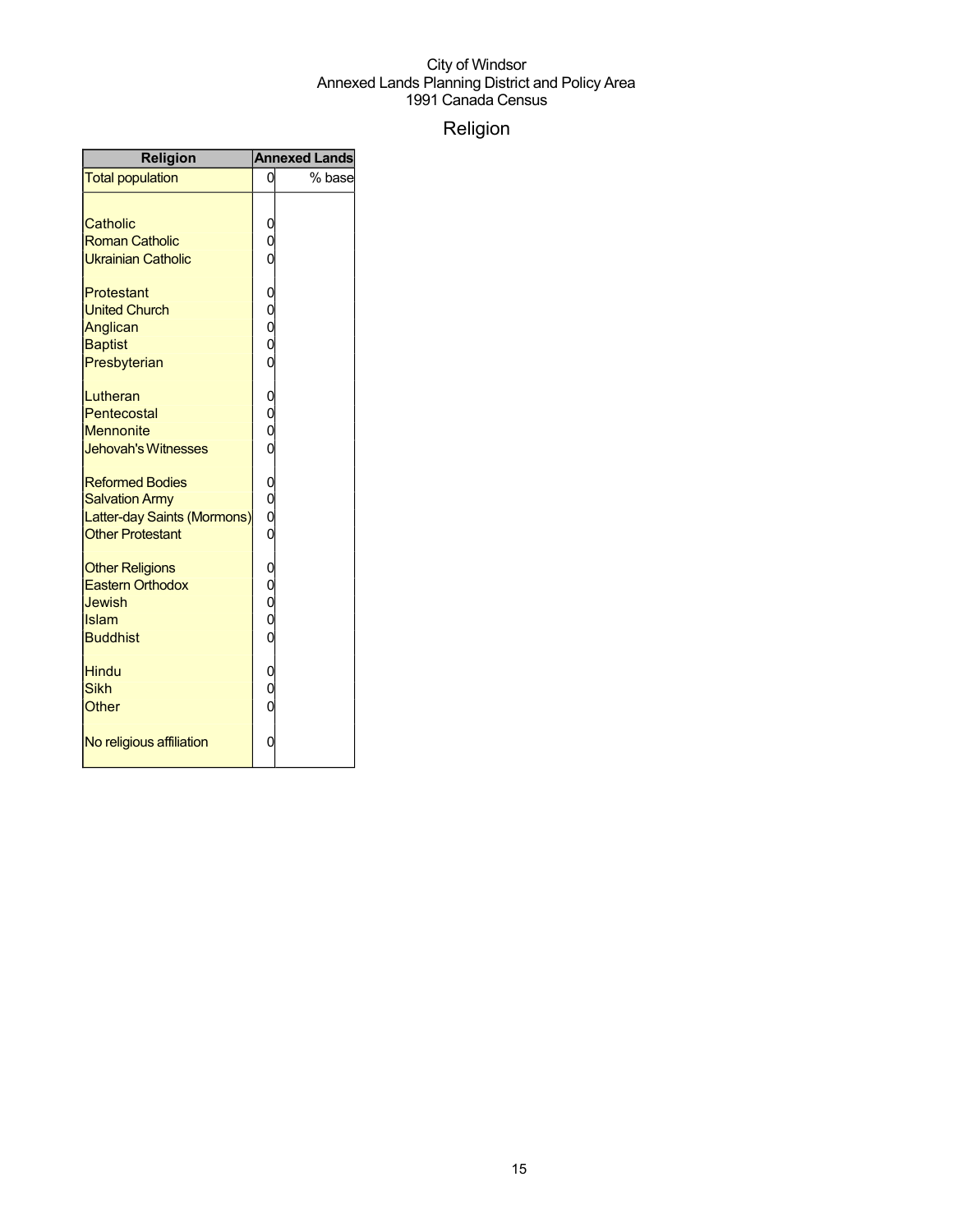City of Windsor
Annexed Lands Planning District and Policy Area
1991 Canada Census

# Religion

| Religion | Annexed Lands | |
|---|---|---|
| Total population | 0 | % base |
| | | |
| Catholic | 0 | |
| Roman Catholic | 0 | |
| Ukrainian Catholic | 0 | |
| | | |
| Protestant | 0 | |
| United Church | 0 | |
| Anglican | 0 | |
| Baptist | 0 | |
| Presbyterian | 0 | |
| | | |
| Lutheran | 0 | |
| Pentecostal | 0 | |
| Mennonite | 0 | |
| Jehovah's Witnesses | 0 | |
| | | |
| Reformed Bodies | 0 | |
| Salvation Army | 0 | |
| Latter-day Saints (Mormons) | 0 | |
| Other Protestant | 0 | |
| | | |
| Other Religions | 0 | |
| Eastern Orthodox | 0 | |
| Jewish | 0 | |
| Islam | 0 | |
| Buddhist | 0 | |
| | | |
| Hindu | 0 | |
| Sikh | 0 | |
| Other | 0 | |
| | | |
| No religious affiliation | 0 | |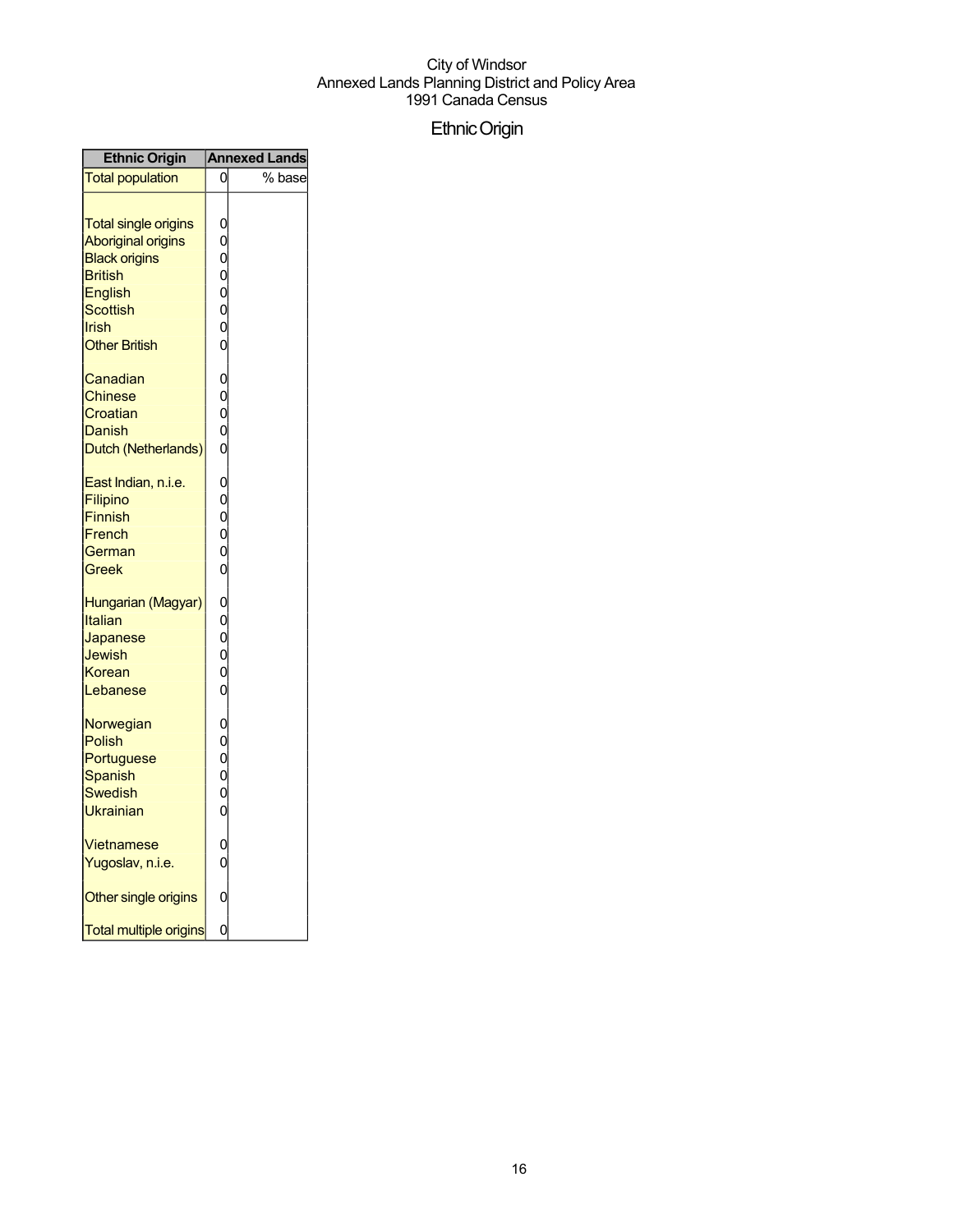City of Windsor
Annexed Lands Planning District and Policy Area
1991 Canada Census

# Ethnic Origin

| Ethnic Origin | Annexed Lands | |
|---|---|---|
| Total population | 0 | % base |
| | | |
| Total single origins | 0 | |
| Aboriginal origins | 0 | |
| Black origins | 0 | |
| British | 0 | |
| English | 0 | |
| Scottish | 0 | |
| Irish | 0 | |
| Other British | 0 | |
| | | |
| Canadian | 0 | |
| Chinese | 0 | |
| Croatian | 0 | |
| Danish | 0 | |
| Dutch (Netherlands) | 0 | |
| | | |
| East Indian, n.i.e. | 0 | |
| Filipino | 0 | |
| Finnish | 0 | |
| French | 0 | |
| German | 0 | |
| Greek | 0 | |
| | | |
| Hungarian (Magyar) | 0 | |
| Italian | 0 | |
| Japanese | 0 | |
| Jewish | 0 | |
| Korean | 0 | |
| Lebanese | 0 | |
| | | |
| Norwegian | 0 | |
| Polish | 0 | |
| Portuguese | 0 | |
| Spanish | 0 | |
| Swedish | 0 | |
| Ukrainian | 0 | |
| | | |
| Vietnamese | 0 | |
| Yugoslav, n.i.e. | 0 | |
| | | |
| Other single origins | 0 | |
| | | |
| Total multiple origins | 0 | |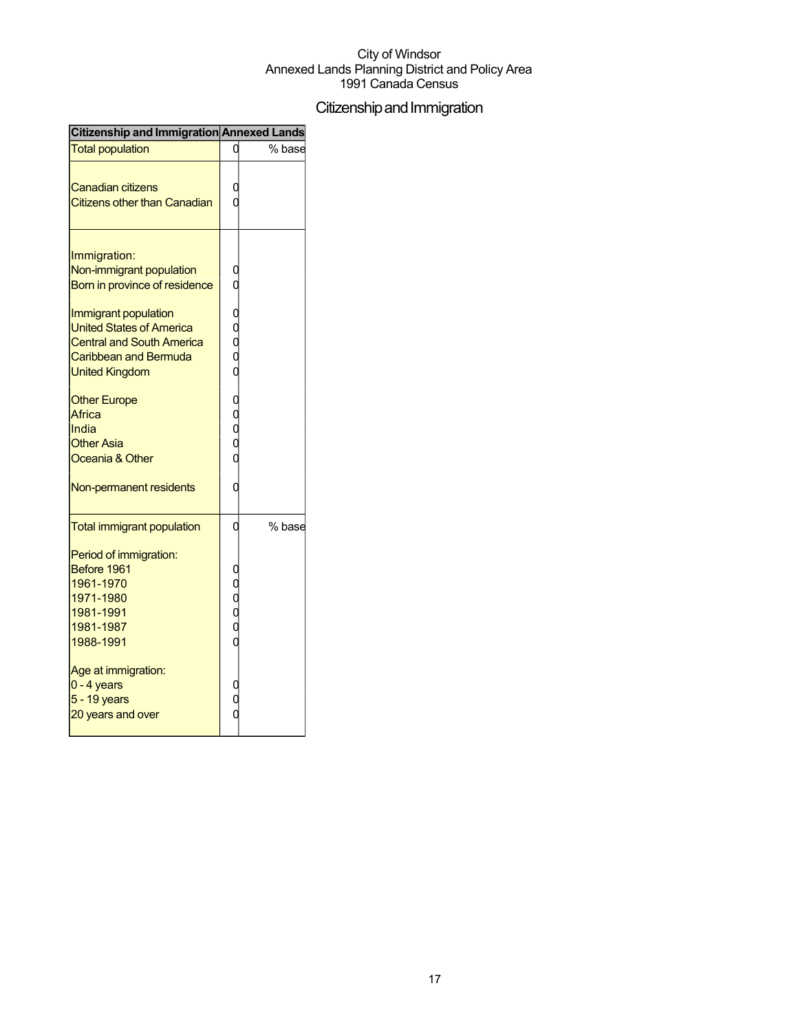City of Windsor
Annexed Lands Planning District and Policy Area
1991 Canada Census

# Citizenship and Immigration

| Citizenship and Immigration | Annexed Lands | |
|---|---|---|
| Total population | 0 | % base |
| Canadian citizens | 0 | |
| Citizens other than Canadian | 0 | |
| Immigration: | | |
| Non-immigrant population | 0 | |
| Born in province of residence | 0 | |
| Immigrant population | 0 | |
| United States of America | 0 | |
| Central and South America | 0 | |
| Caribbean and Bermuda | 0 | |
| United Kingdom | 0 | |
| Other Europe | 0 | |
| Africa | 0 | |
| India | 0 | |
| Other Asia | 0 | |
| Oceania & Other | 0 | |
| Non-permanent residents | 0 | |
| Total immigrant population | 0 | % base |
| Period of immigration: | | |
| Before 1961 | 0 | |
| 1961-1970 | 0 | |
| 1971-1980 | 0 | |
| 1981-1991 | 0 | |
| 1981-1987 | 0 | |
| 1988-1991 | 0 | |
| Age at immigration: | | |
| 0 - 4 years | 0 | |
| 5 - 19 years | 0 | |
| 20 years and over | 0 | |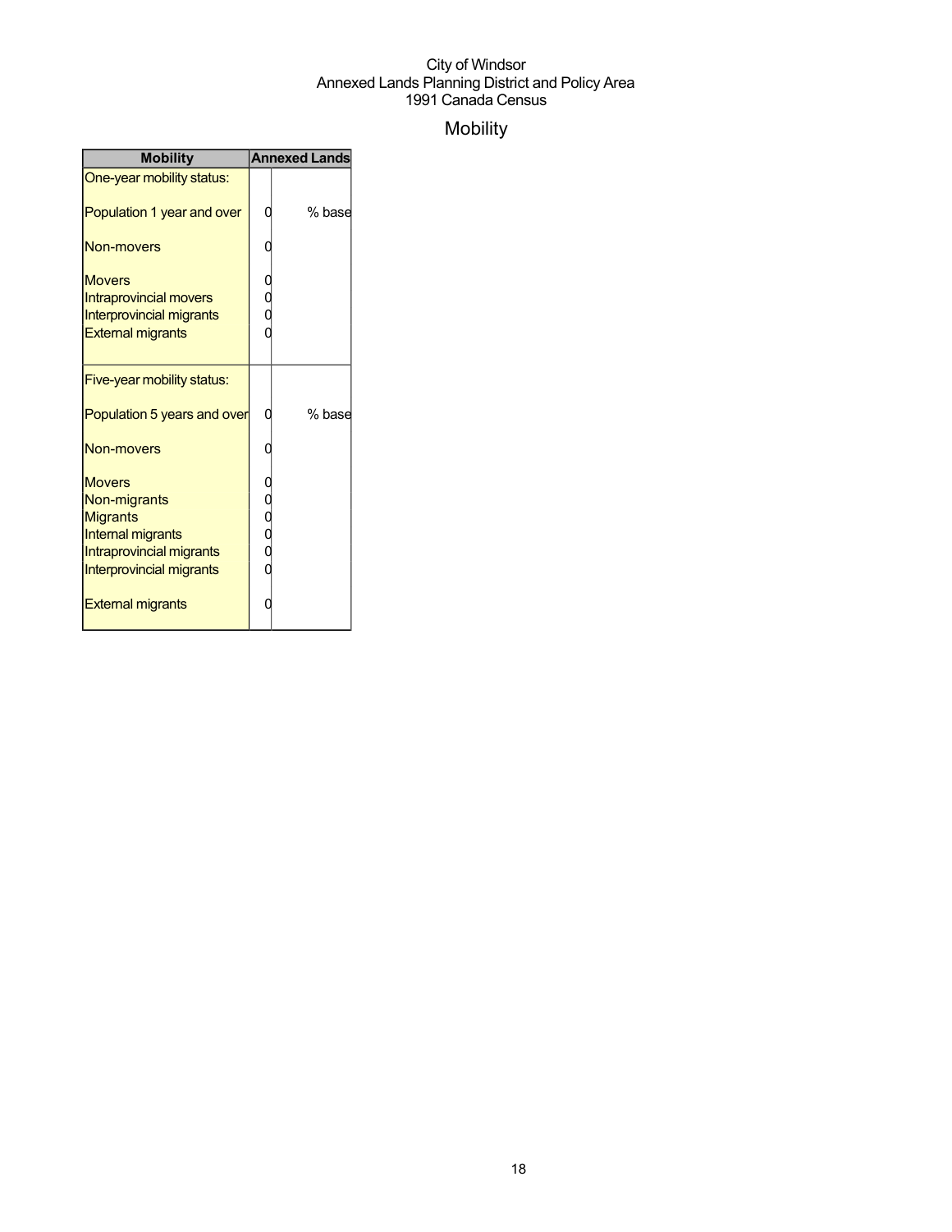City of Windsor
Annexed Lands Planning District and Policy Area
1991 Canada Census

# Mobility

| Mobility | Annexed Lands | |
|---|---|---|
| One-year mobility status: | | |
| Population 1 year and over | 0 | % base |
| Non-movers | 0 | |
| Movers | 0 | |
| Intraprovincial movers | 0 | |
| Interprovincial migrants | 0 | |
| External migrants | 0 | |
| Five-year mobility status: | | |
| Population 5 years and over | 0 | % base |
| Non-movers | 0 | |
| Movers | 0 | |
| Non-migrants | 0 | |
| Migrants | 0 | |
| Internal migrants | 0 | |
| Intraprovincial migrants | 0 | |
| Interprovincial migrants | 0 | |
| External migrants | 0 | |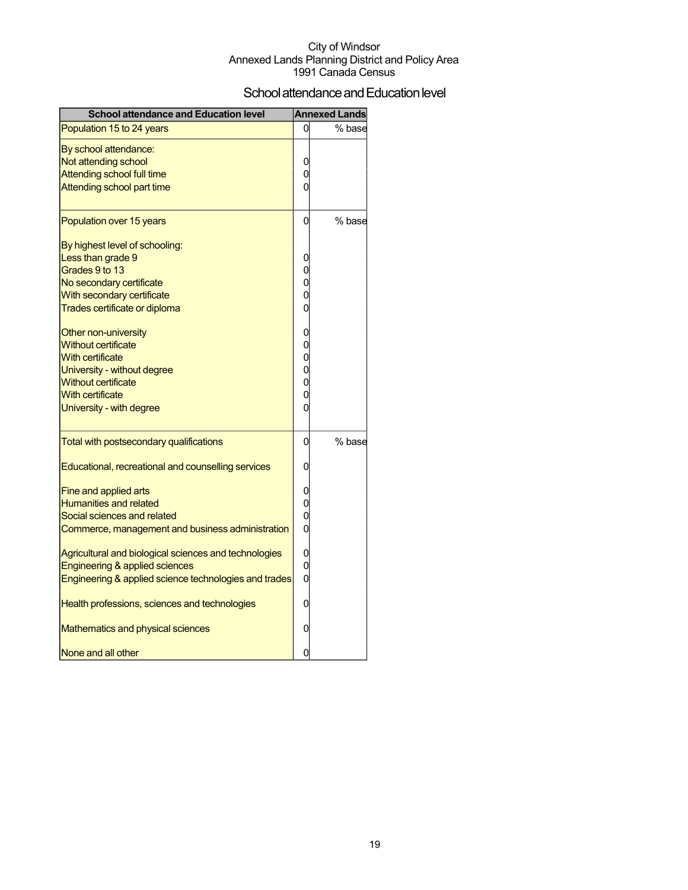City of Windsor
Annexed Lands Planning District and Policy Area
1991 Canada Census

# School attendance and Education level

| School attendance and Education level | Annexed Lands | |
|---|---|---|
| Population 15 to 24 years | 0 | % base |
| By school attendance: | | |
| Not attending school | 0 | |
| Attending school full time | 0 | |
| Attending school part time | 0 | |
| Population over 15 years | 0 | % base |
| By highest level of schooling: | | |
| Less than grade 9 | 0 | |
| Grades 9 to 13 | 0 | |
| No secondary certificate | 0 | |
| With secondary certificate | 0 | |
| Trades certificate or diploma | 0 | |
| Other non-university | 0 | |
| Without certificate | 0 | |
| With certificate | 0 | |
| University - without degree | 0 | |
| Without certificate | 0 | |
| With certificate | 0 | |
| University - with degree | 0 | |
| Total with postsecondary qualifications | 0 | % base |
| Educational, recreational and counselling services | 0 | |
| Fine and applied arts | 0 | |
| Humanities and related | 0 | |
| Social sciences and related | 0 | |
| Commerce, management and business administration | 0 | |
| Agricultural and biological sciences and technologies | 0 | |
| Engineering & applied sciences | 0 | |
| Engineering & applied science technologies and trades | 0 | |
| Health professions, sciences and technologies | 0 | |
| Mathematics and physical sciences | 0 | |
| None and all other | 0 | |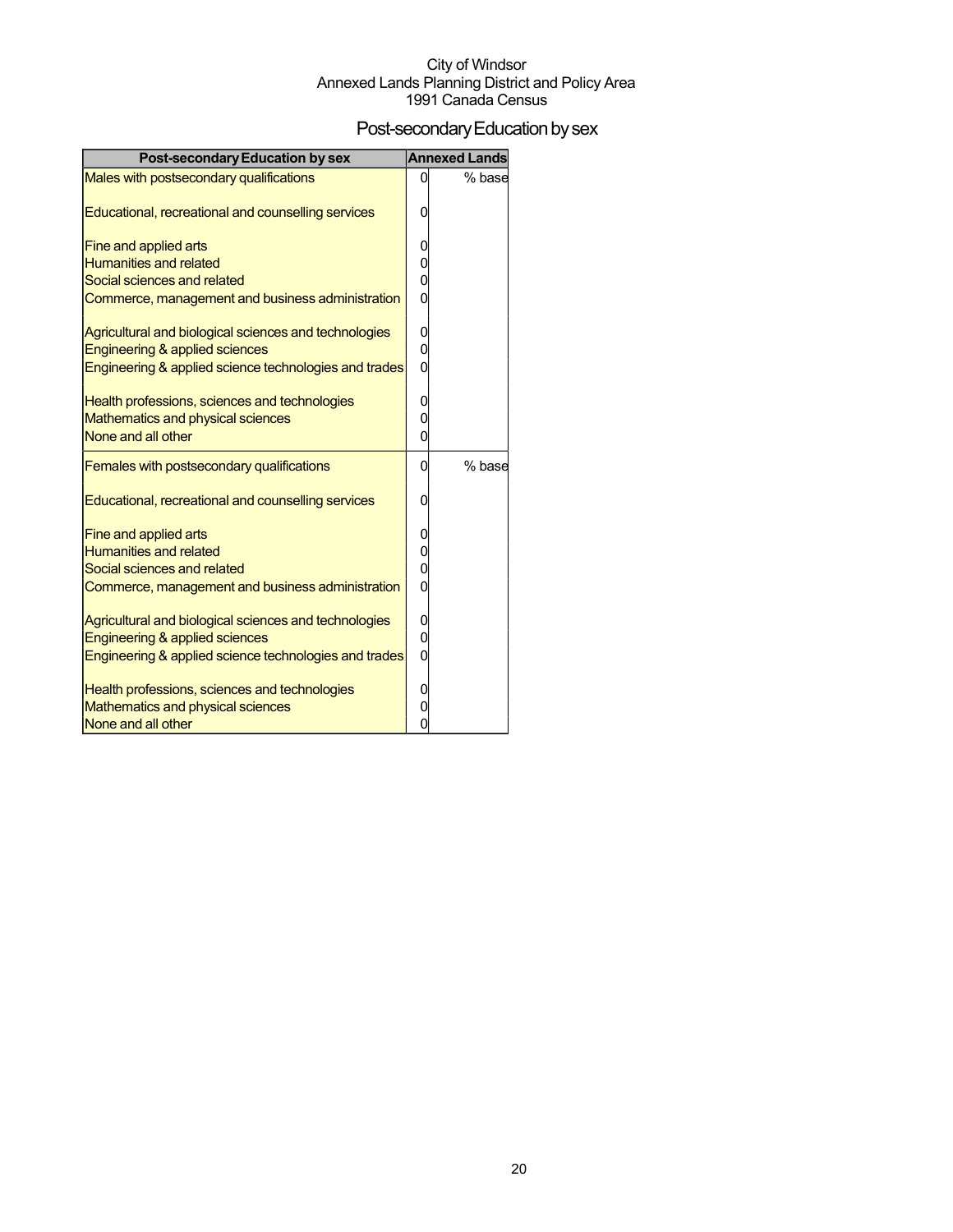City of Windsor
Annexed Lands Planning District and Policy Area
1991 Canada Census

# Post-secondary Education by sex

| Post-secondary Education by sex | Annexed Lands | |
|---|---|---|
| Males with postsecondary qualifications | 0 | % base |
| Educational, recreational and counselling services | 0 | |
| Fine and applied arts | 0 | |
| Humanities and related | 0 | |
| Social sciences and related | 0 | |
| Commerce, management and business administration | 0 | |
| Agricultural and biological sciences and technologies | 0 | |
| Engineering & applied sciences | 0 | |
| Engineering & applied science technologies and trades | 0 | |
| Health professions, sciences and technologies | 0 | |
| Mathematics and physical sciences | 0 | |
| None and all other | 0 | |
| Females with postsecondary qualifications | 0 | % base |
| Educational, recreational and counselling services | 0 | |
| Fine and applied arts | 0 | |
| Humanities and related | 0 | |
| Social sciences and related | 0 | |
| Commerce, management and business administration | 0 | |
| Agricultural and biological sciences and technologies | 0 | |
| Engineering & applied sciences | 0 | |
| Engineering & applied science technologies and trades | 0 | |
| Health professions, sciences and technologies | 0 | |
| Mathematics and physical sciences | 0 | |
| None and all other | 0 | |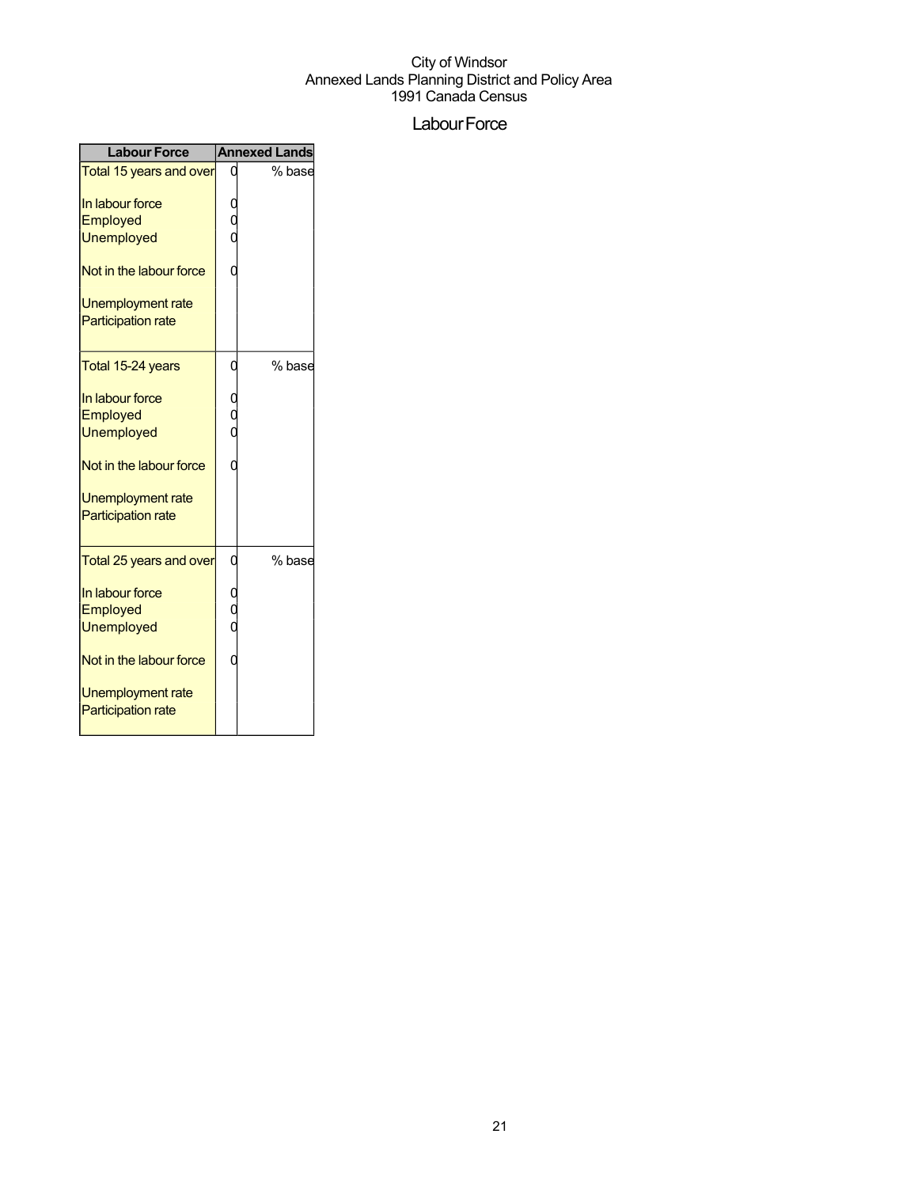City of Windsor
Annexed Lands Planning District and Policy Area
1991 Canada Census

# Labour Force

| Labour Force | Annexed Lands | |
|---|---|---|
| Total 15 years and over | 0 | % base |
| In labour force | 0 | |
| Employed | 0 | |
| Unemployed | 0 | |
| Not in the labour force | 0 | |
| Unemployment rate | | |
| Participation rate | | |
| Total 15-24 years | 0 | % base |
| In labour force | 0 | |
| Employed | 0 | |
| Unemployed | 0 | |
| Not in the labour force | 0 | |
| Unemployment rate | | |
| Participation rate | | |
| Total 25 years and over | 0 | % base |
| In labour force | 0 | |
| Employed | 0 | |
| Unemployed | 0 | |
| Not in the labour force | 0 | |
| Unemployment rate | | |
| Participation rate | | |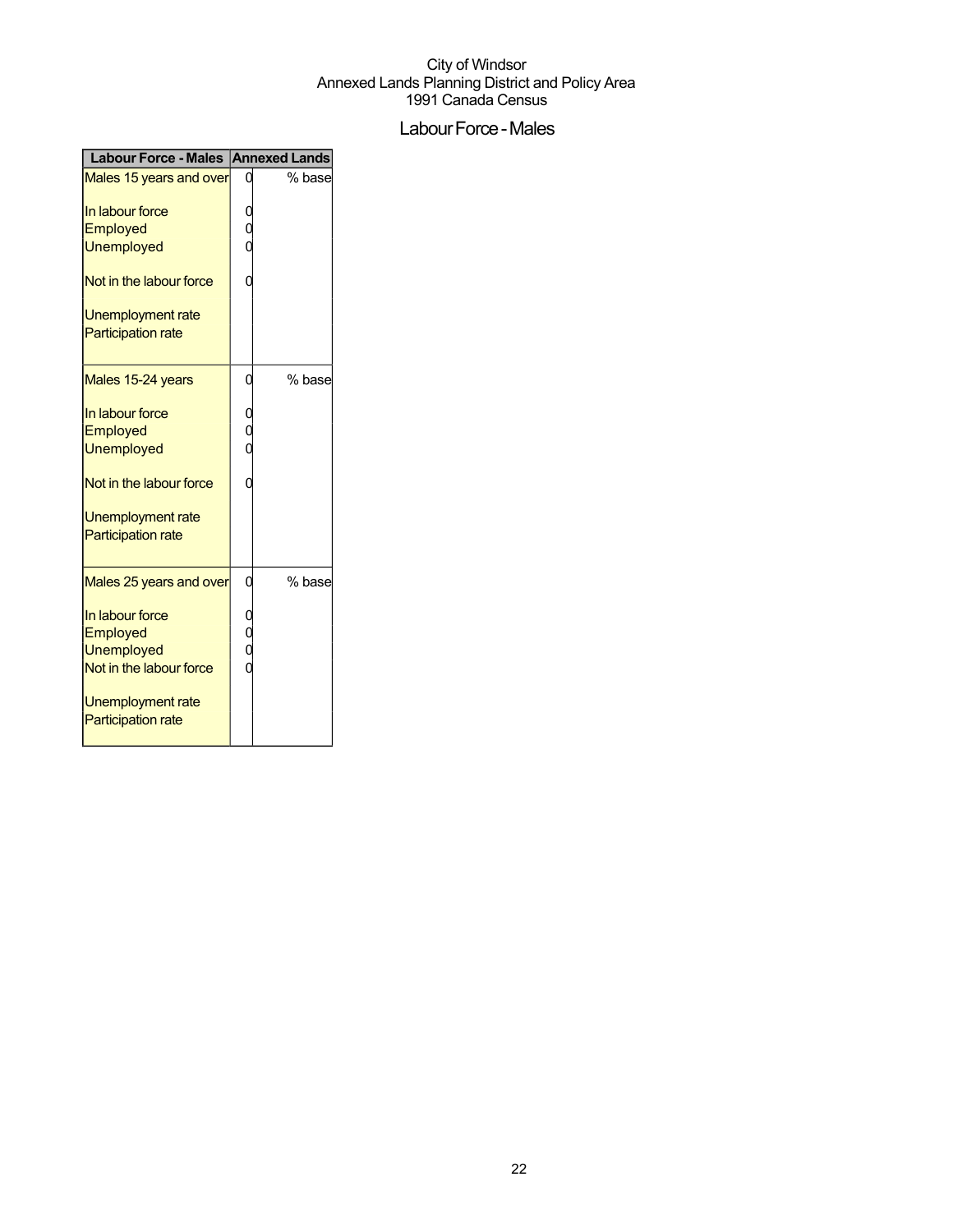City of Windsor
Annexed Lands Planning District and Policy Area
1991 Canada Census

# Labour Force - Males

| Labour Force - Males | Annexed Lands | |
|---|---|---|
| Males 15 years and over | 0 | % base |
| In labour force | 0 | |
| Employed | 0 | |
| Unemployed | 0 | |
| Not in the labour force | 0 | |
| Unemployment rate | | |
| Participation rate | | |
| Males 15-24 years | 0 | % base |
| In labour force | 0 | |
| Employed | 0 | |
| Unemployed | 0 | |
| Not in the labour force | 0 | |
| Unemployment rate | | |
| Participation rate | | |
| Males 25 years and over | 0 | % base |
| In labour force | 0 | |
| Employed | 0 | |
| Unemployed | 0 | |
| Not in the labour force | 0 | |
| Unemployment rate | | |
| Participation rate | | |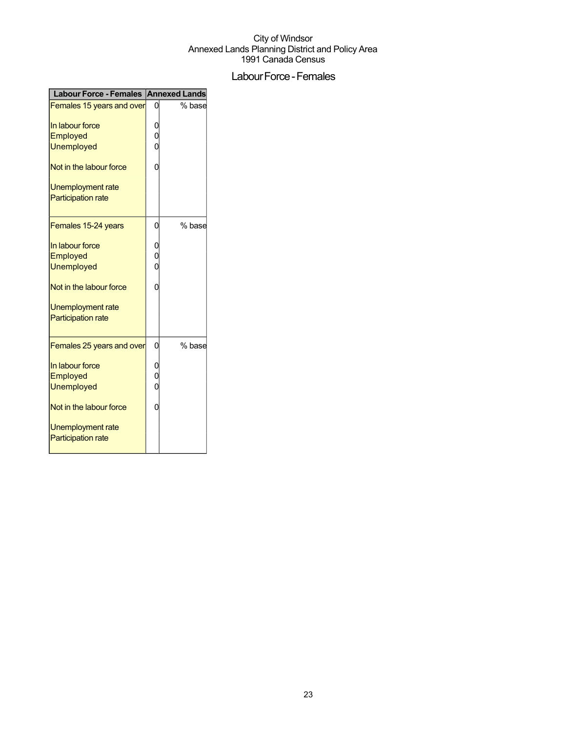City of Windsor
Annexed Lands Planning District and Policy Area
1991 Canada Census

# Labour Force - Females

| Labour Force - Females | Annexed Lands | |
|---|---|---|
| Females 15 years and over | 0 | % base |
| In labour force | 0 | |
| Employed | 0 | |
| Unemployed | 0 | |
| Not in the labour force | 0 | |
| Unemployment rate | | |
| Participation rate | | |
| Females 15-24 years | 0 | % base |
| In labour force | 0 | |
| Employed | 0 | |
| Unemployed | 0 | |
| Not in the labour force | 0 | |
| Unemployment rate | | |
| Participation rate | | |
| Females 25 years and over | 0 | % base |
| In labour force | 0 | |
| Employed | 0 | |
| Unemployed | 0 | |
| Not in the labour force | 0 | |
| Unemployment rate | | |
| Participation rate | | |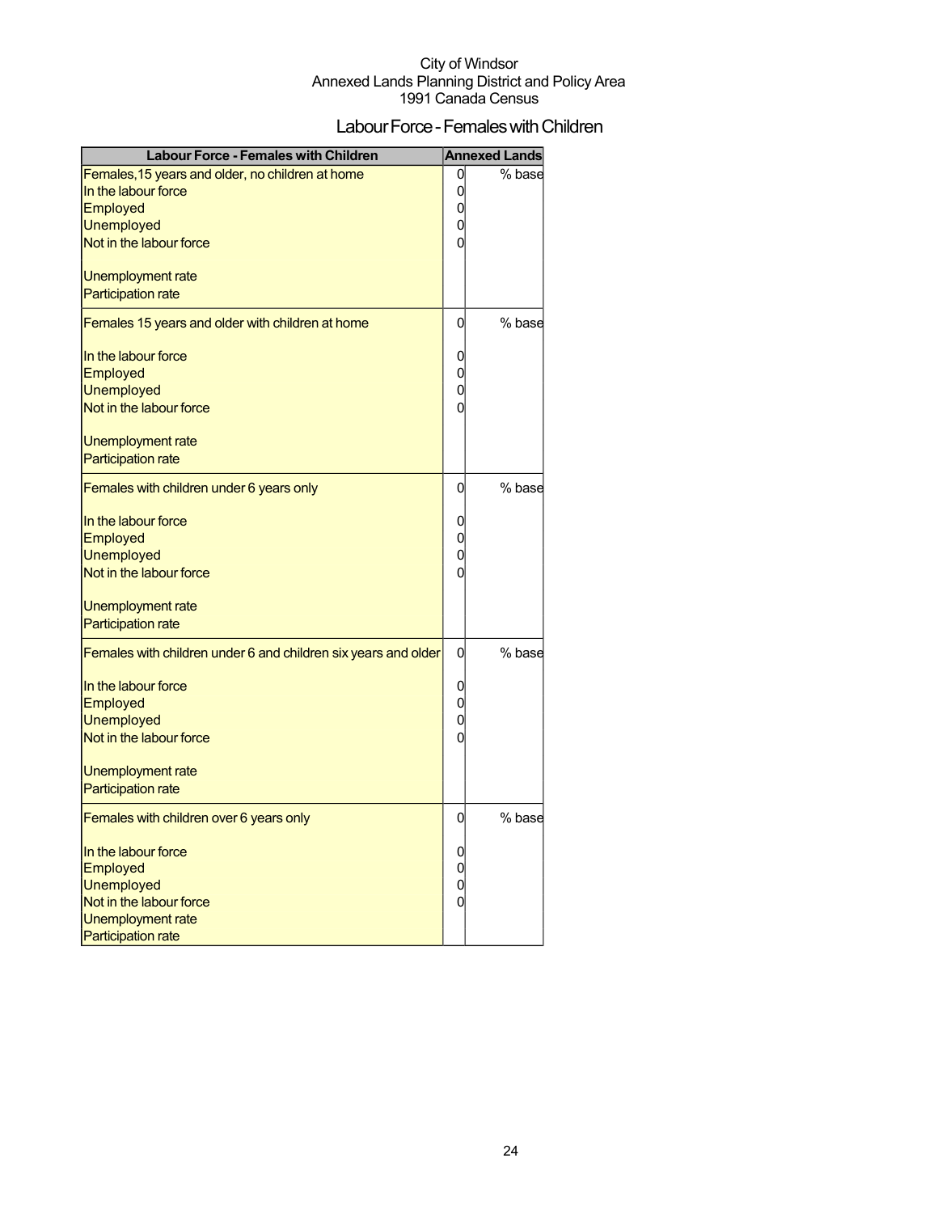City of Windsor
Annexed Lands Planning District and Policy Area
1991 Canada Census

# Labour Force - Females with Children

| Labour Force - Females with Children | Annexed Lands | |
|---|---|---|
| Females,15 years and older, no children at home | 0 | % base |
| In the labour force | 0 | |
| Employed | 0 | |
| Unemployed | 0 | |
| Not in the labour force | 0 | |
| Unemployment rate | | |
| Participation rate | | |
| Females 15 years and older with children at home | 0 | % base |
| In the labour force | 0 | |
| Employed | 0 | |
| Unemployed | 0 | |
| Not in the labour force | 0 | |
| Unemployment rate | | |
| Participation rate | | |
| Females with children under 6 years only | 0 | % base |
| In the labour force | 0 | |
| Employed | 0 | |
| Unemployed | 0 | |
| Not in the labour force | 0 | |
| Unemployment rate | | |
| Participation rate | | |
| Females with children under 6 and children six years and older | 0 | % base |
| In the labour force | 0 | |
| Employed | 0 | |
| Unemployed | 0 | |
| Not in the labour force | 0 | |
| Unemployment rate | | |
| Participation rate | | |
| Females with children over 6 years only | 0 | % base |
| In the labour force | 0 | |
| Employed | 0 | |
| Unemployed | 0 | |
| Not in the labour force | 0 | |
| Unemployment rate | | |
| Participation rate | | |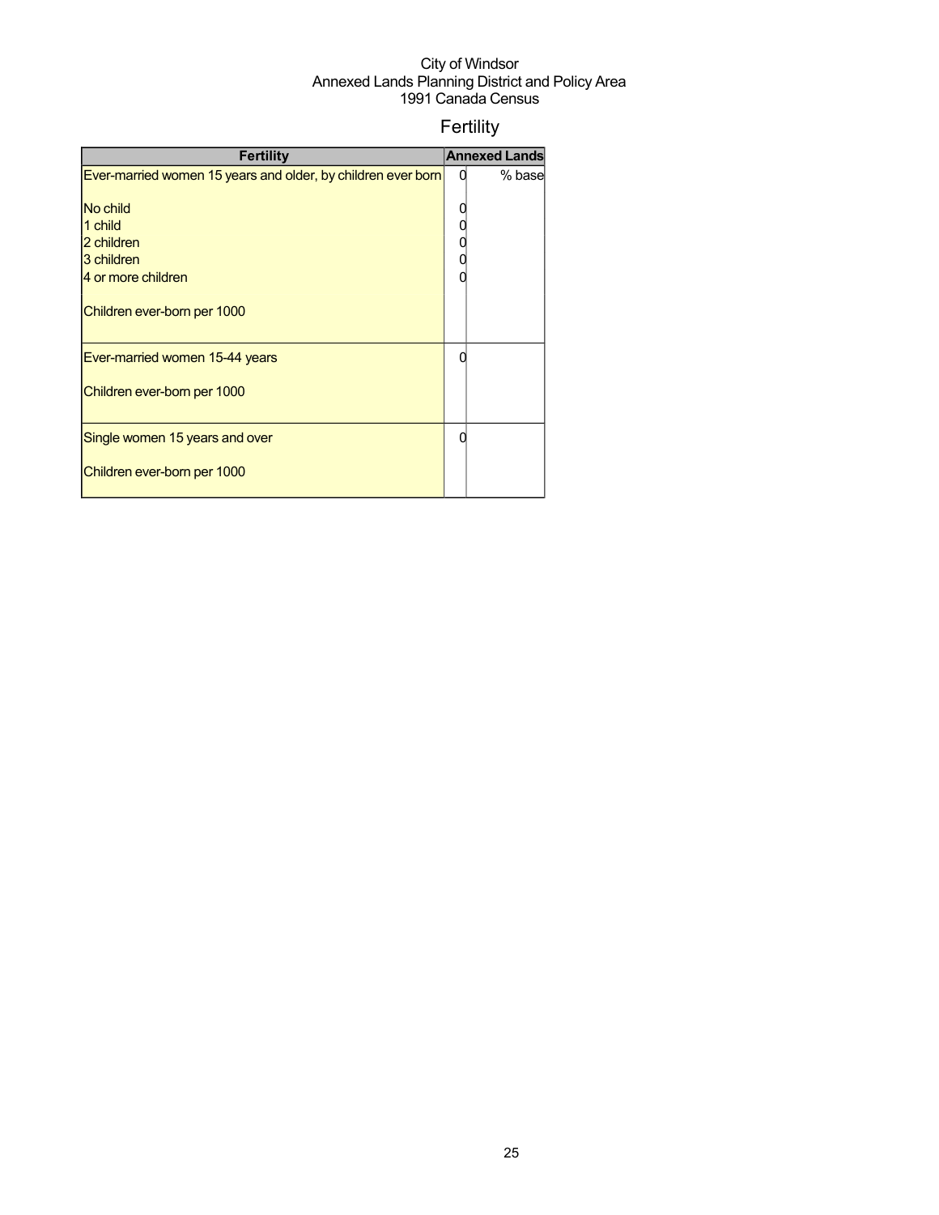City of Windsor
Annexed Lands Planning District and Policy Area
1991 Canada Census

# Fertility

| Fertility | Annexed Lands | |
|---|---|---|
| Ever-married women 15 years and older, by children ever born | 0 | % base |
| No child | 0 | |
| 1 child | 0 | |
| 2 children | 0 | |
| 3 children | 0 | |
| 4 or more children | 0 | |
| Children ever-born per 1000 | | |
| Ever-married women 15-44 years | 0 | |
| Children ever-born per 1000 | | |
| Single women 15 years and over | 0 | |
| Children ever-born per 1000 | | |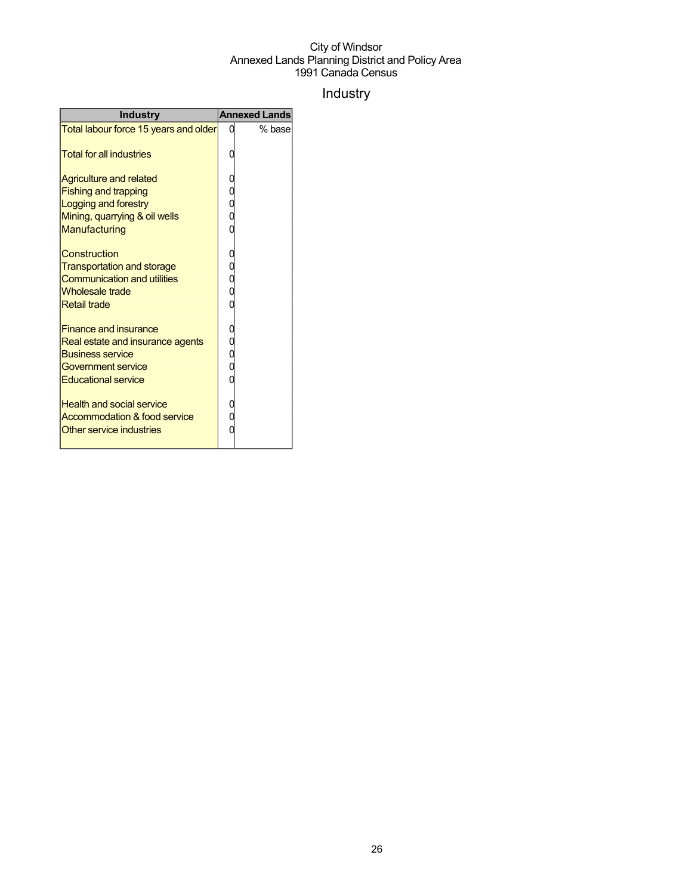City of Windsor
Annexed Lands Planning District and Policy Area
1991 Canada Census

# Industry

| Industry | Annexed Lands | |
|---|---|---|
| Total labour force 15 years and older | 0 | % base |
| | | |
| Total for all industries | 0 | |
| | | |
| Agriculture and related | 0 | |
| Fishing and trapping | 0 | |
| Logging and forestry | 0 | |
| Mining, quarrying & oil wells | 0 | |
| Manufacturing | 0 | |
| | | |
| Construction | 0 | |
| Transportation and storage | 0 | |
| Communication and utilities | 0 | |
| Wholesale trade | 0 | |
| Retail trade | 0 | |
| | | |
| Finance and insurance | 0 | |
| Real estate and insurance agents | 0 | |
| Business service | 0 | |
| Government service | 0 | |
| Educational service | 0 | |
| | | |
| Health and social service | 0 | |
| Accommodation & food service | 0 | |
| Other service industries | 0 | |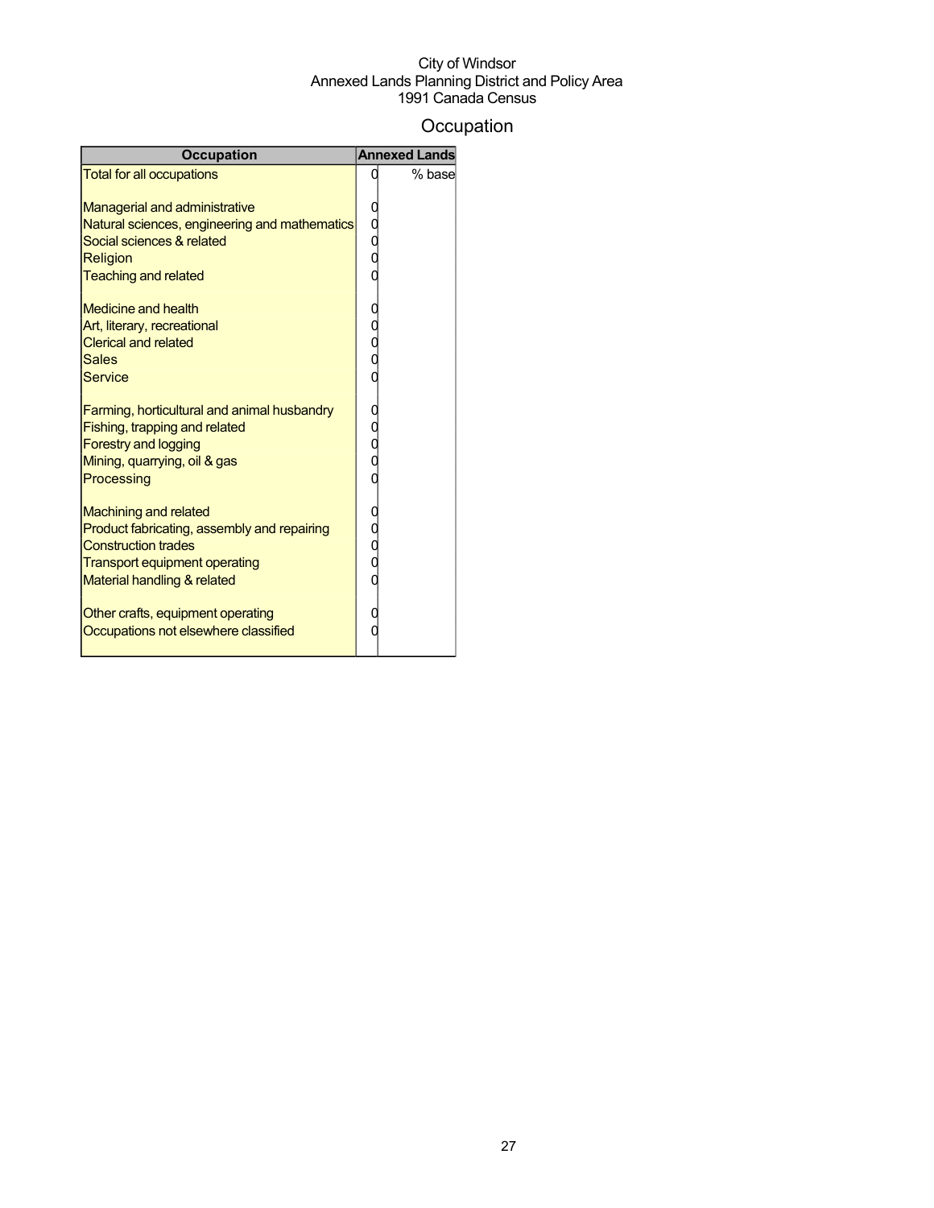City of Windsor
Annexed Lands Planning District and Policy Area
1991 Canada Census

# Occupation

| Occupation | Annexed Lands | |
|---|---|---|
| Total for all occupations | 0 | % base |
| | | |
| Managerial and administrative | 0 | |
| Natural sciences, engineering and mathematics | 0 | |
| Social sciences & related | 0 | |
| Religion | 0 | |
| Teaching and related | 0 | |
| | | |
| Medicine and health | 0 | |
| Art, literary, recreational | 0 | |
| Clerical and related | 0 | |
| Sales | 0 | |
| Service | 0 | |
| | | |
| Farming, horticultural and animal husbandry | 0 | |
| Fishing, trapping and related | 0 | |
| Forestry and logging | 0 | |
| Mining, quarrying, oil & gas | 0 | |
| Processing | 0 | |
| | | |
| Machining and related | 0 | |
| Product fabricating, assembly and repairing | 0 | |
| Construction trades | 0 | |
| Transport equipment operating | 0 | |
| Material handling & related | 0 | |
| | | |
| Other crafts, equipment operating | 0 | |
| Occupations not elsewhere classified | 0 | |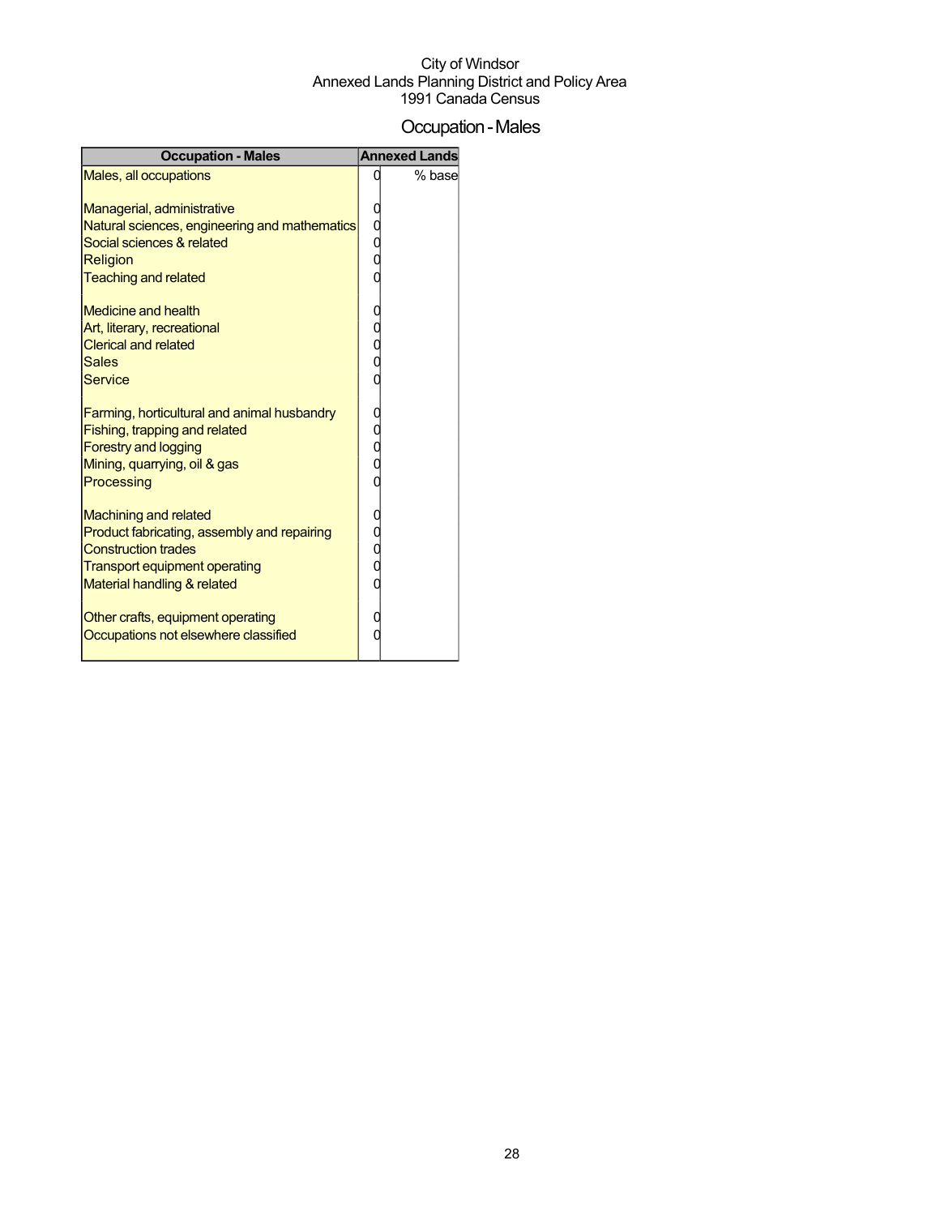City of Windsor
Annexed Lands Planning District and Policy Area
1991 Canada Census

# Occupation - Males

| Occupation - Males | Annexed Lands | |
|---|---|---|
| Males, all occupations | 0 | % base |
| | | |
| Managerial, administrative | 0 | |
| Natural sciences, engineering and mathematics | 0 | |
| Social sciences & related | 0 | |
| Religion | 0 | |
| Teaching and related | 0 | |
| | | |
| Medicine and health | 0 | |
| Art, literary, recreational | 0 | |
| Clerical and related | 0 | |
| Sales | 0 | |
| Service | 0 | |
| | | |
| Farming, horticultural and animal husbandry | 0 | |
| Fishing, trapping and related | 0 | |
| Forestry and logging | 0 | |
| Mining, quarrying, oil & gas | 0 | |
| Processing | 0 | |
| | | |
| Machining and related | 0 | |
| Product fabricating, assembly and repairing | 0 | |
| Construction trades | 0 | |
| Transport equipment operating | 0 | |
| Material handling & related | 0 | |
| | | |
| Other crafts, equipment operating | 0 | |
| Occupations not elsewhere classified | 0 | |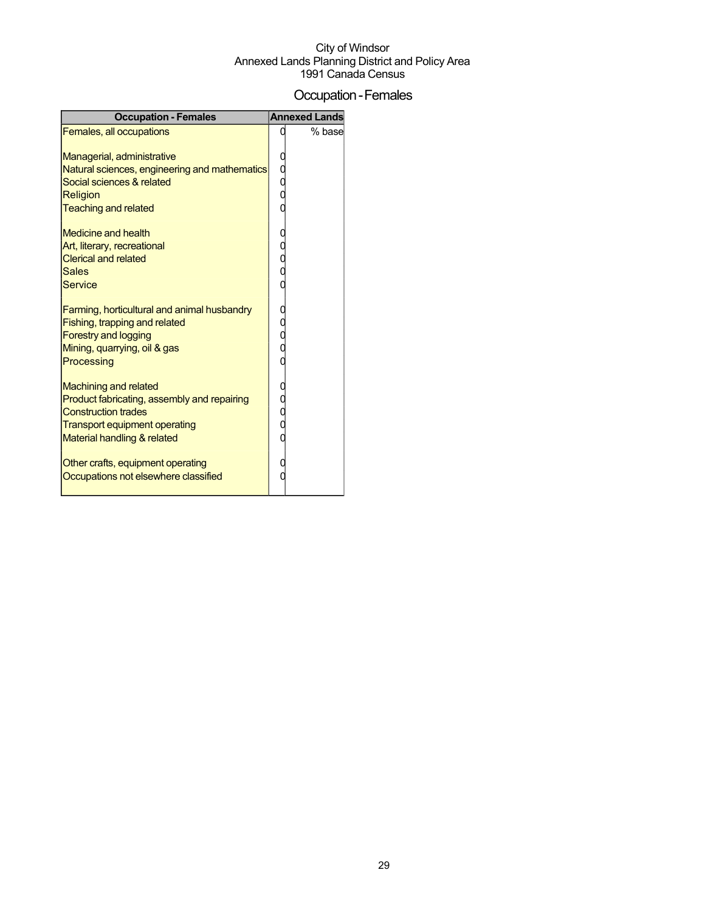City of Windsor
Annexed Lands Planning District and Policy Area
1991 Canada Census

# Occupation - Females

| Occupation - Females | Annexed Lands | |
|---|---|---|
| Females, all occupations | 0 | % base |
| | | |
| Managerial, administrative | 0 | |
| Natural sciences, engineering and mathematics | 0 | |
| Social sciences & related | 0 | |
| Religion | 0 | |
| Teaching and related | 0 | |
| | | |
| Medicine and health | 0 | |
| Art, literary, recreational | 0 | |
| Clerical and related | 0 | |
| Sales | 0 | |
| Service | 0 | |
| | | |
| Farming, horticultural and animal husbandry | 0 | |
| Fishing, trapping and related | 0 | |
| Forestry and logging | 0 | |
| Mining, quarrying, oil & gas | 0 | |
| Processing | 0 | |
| | | |
| Machining and related | 0 | |
| Product fabricating, assembly and repairing | 0 | |
| Construction trades | 0 | |
| Transport equipment operating | 0 | |
| Material handling & related | 0 | |
| | | |
| Other crafts, equipment operating | 0 | |
| Occupations not elsewhere classified | 0 | |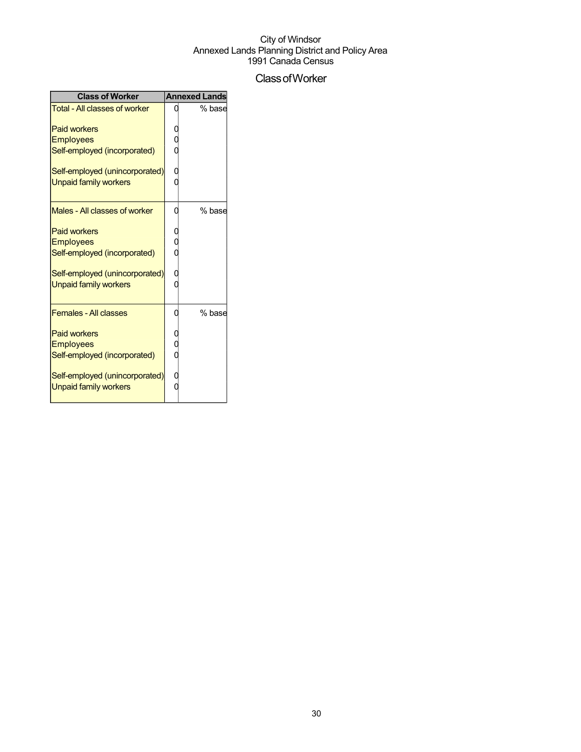City of Windsor
Annexed Lands Planning District and Policy Area
1991 Canada Census

# Class of Worker

| Class of Worker | Annexed Lands | |
|---|---|---|
| Total - All classes of worker | 0 | % base |
| Paid workers | 0 | |
| Employees | 0 | |
| Self-employed (incorporated) | 0 | |
| Self-employed (unincorporated) | 0 | |
| Unpaid family workers | 0 | |
| Males - All classes of worker | 0 | % base |
| Paid workers | 0 | |
| Employees | 0 | |
| Self-employed (incorporated) | 0 | |
| Self-employed (unincorporated) | 0 | |
| Unpaid family workers | 0 | |
| Females - All classes | 0 | % base |
| Paid workers | 0 | |
| Employees | 0 | |
| Self-employed (incorporated) | 0 | |
| Self-employed (unincorporated) | 0 | |
| Unpaid family workers | 0 | |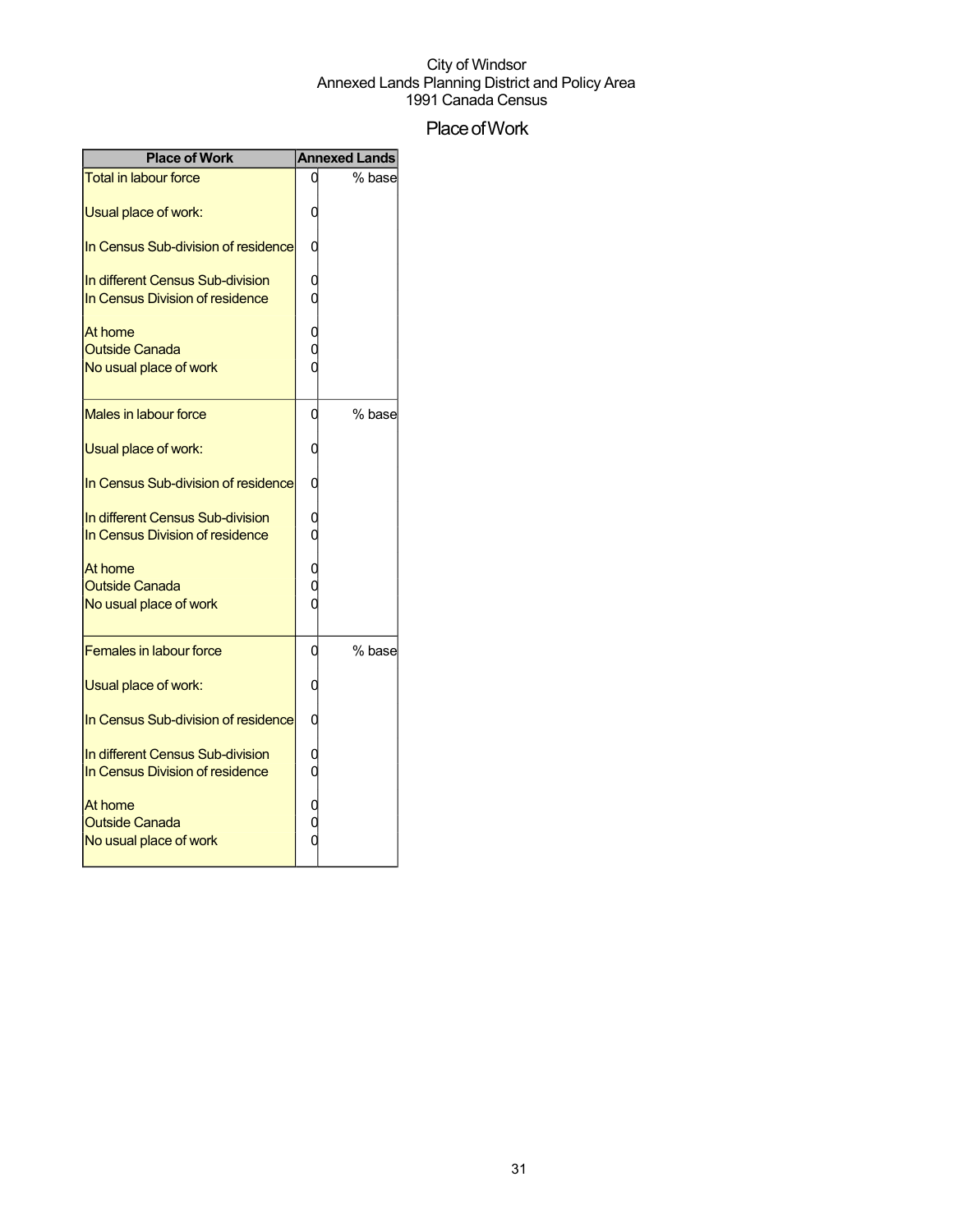City of Windsor
Annexed Lands Planning District and Policy Area
1991 Canada Census

# Place of Work

| Place of Work | Annexed Lands | |
|---|---|---|
| Total in labour force | 0 | % base |
| Usual place of work: | 0 | |
| In Census Sub-division of residence | 0 | |
| In different Census Sub-division | 0 | |
| In Census Division of residence | 0 | |
| At home | 0 | |
| Outside Canada | 0 | |
| No usual place of work | 0 | |
| Males in labour force | 0 | % base |
| Usual place of work: | 0 | |
| In Census Sub-division of residence | 0 | |
| In different Census Sub-division | 0 | |
| In Census Division of residence | 0 | |
| At home | 0 | |
| Outside Canada | 0 | |
| No usual place of work | 0 | |
| Females in labour force | 0 | % base |
| Usual place of work: | 0 | |
| In Census Sub-division of residence | 0 | |
| In different Census Sub-division | 0 | |
| In Census Division of residence | 0 | |
| At home | 0 | |
| Outside Canada | 0 | |
| No usual place of work | 0 | |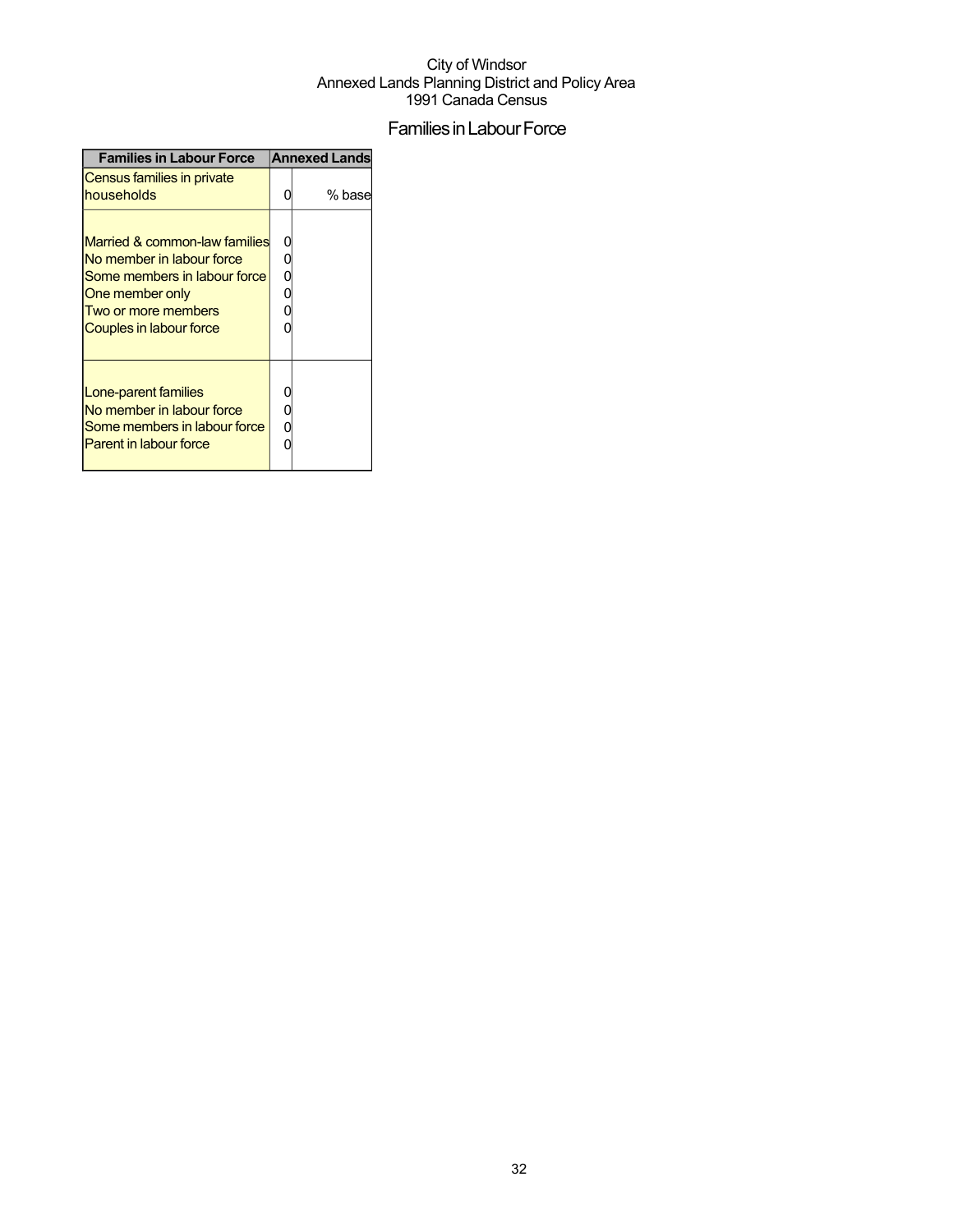City of Windsor
Annexed Lands Planning District and Policy Area
1991 Canada Census

# Families in Labour Force

| Families in Labour Force | Annexed Lands | |
|---|---|---|
| Census families in private households | 0 | % base |
| | | |
| Married & common-law families | 0 | |
| No member in labour force | 0 | |
| Some members in labour force | 0 | |
| One member only | 0 | |
| Two or more members | 0 | |
| Couples in labour force | 0 | |
| | | |
| Lone-parent families | 0 | |
| No member in labour force | 0 | |
| Some members in labour force | 0 | |
| Parent in labour force | 0 | |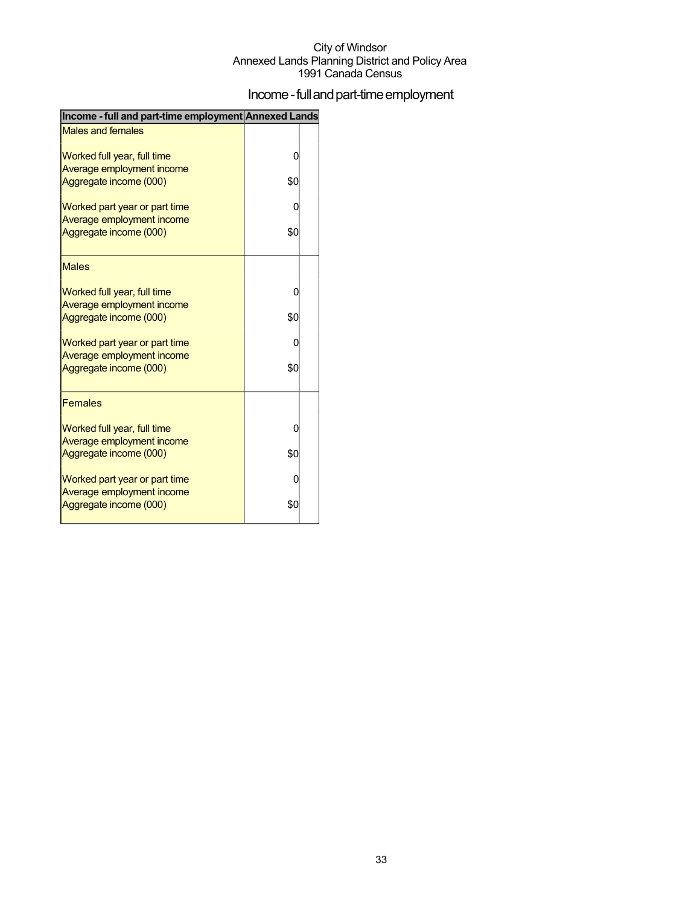City of Windsor
Annexed Lands Planning District and Policy Area
1991 Canada Census

# Income - full and part-time employment

| Income - full and part-time employment | Annexed Lands |
|---|---|
| Males and females | |
| Worked full year, full time | 0 |
| Average employment income | |
| Aggregate income (000) | $0 |
| Worked part year or part time | 0 |
| Average employment income | |
| Aggregate income (000) | $0 |
| Males | |
| Worked full year, full time | 0 |
| Average employment income | |
| Aggregate income (000) | $0 |
| Worked part year or part time | 0 |
| Average employment income | |
| Aggregate income (000) | $0 |
| Females | |
| Worked full year, full time | 0 |
| Average employment income | |
| Aggregate income (000) | $0 |
| Worked part year or part time | 0 |
| Average employment income | |
| Aggregate income (000) | $0 |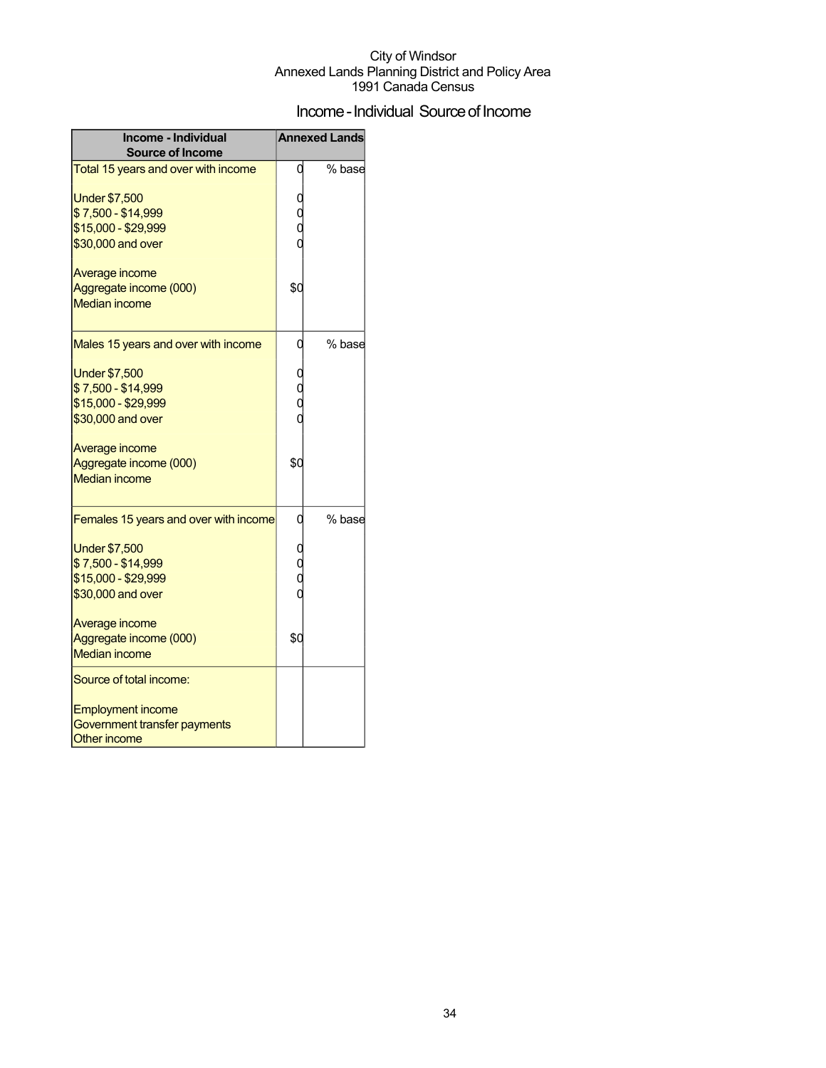City of Windsor
Annexed Lands Planning District and Policy Area
1991 Canada Census

# Income - Individual Source of Income

| Income - Individual Source of Income | Annexed Lands | |
|---|---|---|
| Total 15 years and over with income | 0 | % base |
| Under $7,500 | 0 | |
| $ 7,500 - $14,999 | 0 | |
| $15,000 - $29,999 | 0 | |
| $30,000 and over | 0 | |
| Average income | | |
| Aggregate income (000) | $0 | |
| Median income | | |
| Males 15 years and over with income | 0 | % base |
| Under $7,500 | 0 | |
| $ 7,500 - $14,999 | 0 | |
| $15,000 - $29,999 | 0 | |
| $30,000 and over | 0 | |
| Average income | | |
| Aggregate income (000) | $0 | |
| Median income | | |
| Females 15 years and over with income | 0 | % base |
| Under $7,500 | 0 | |
| $ 7,500 - $14,999 | 0 | |
| $15,000 - $29,999 | 0 | |
| $30,000 and over | 0 | |
| Average income | | |
| Aggregate income (000) | $0 | |
| Median income | | |
| Source of total income: | | |
| Employment income | | |
| Government transfer payments | | |
| Other income | | |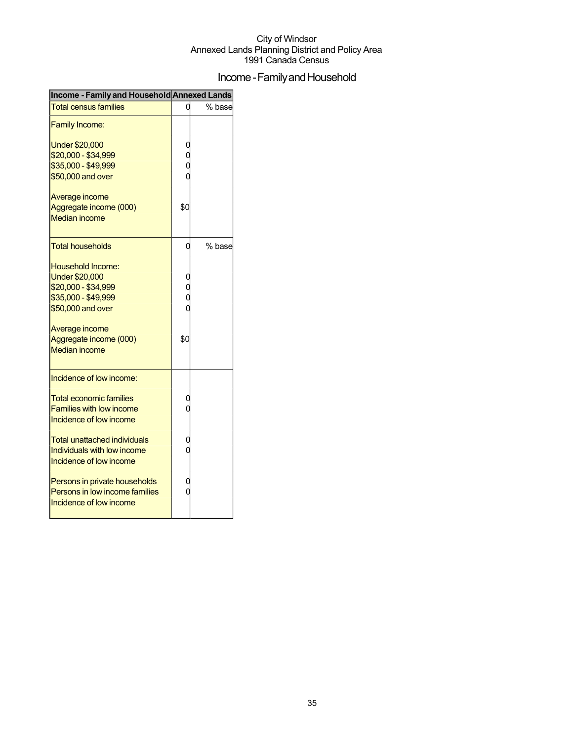City of Windsor
Annexed Lands Planning District and Policy Area
1991 Canada Census

# Income - Family and Household

| Income - Family and Household | Annexed Lands | |
|---|---|---|
| Total census families | 0 | % base |
| Family Income: | | |
| Under $20,000 | 0 | |
| $20,000 - $34,999 | 0 | |
| $35,000 - $49,999 | 0 | |
| $50,000 and over | 0 | |
| Average income | | |
| Aggregate income (000) | $0 | |
| Median income | | |
| Total households | 0 | % base |
| Household Income: | | |
| Under $20,000 | 0 | |
| $20,000 - $34,999 | 0 | |
| $35,000 - $49,999 | 0 | |
| $50,000 and over | 0 | |
| Average income | | |
| Aggregate income (000) | $0 | |
| Median income | | |
| Incidence of low income: | | |
| Total economic families | 0 | |
| Families with low income | 0 | |
| Incidence of low income | | |
| Total unattached individuals | 0 | |
| Individuals with low income | 0 | |
| Incidence of low income | | |
| Persons in private households | 0 | |
| Persons in low income families | 0 | |
| Incidence of low income | | |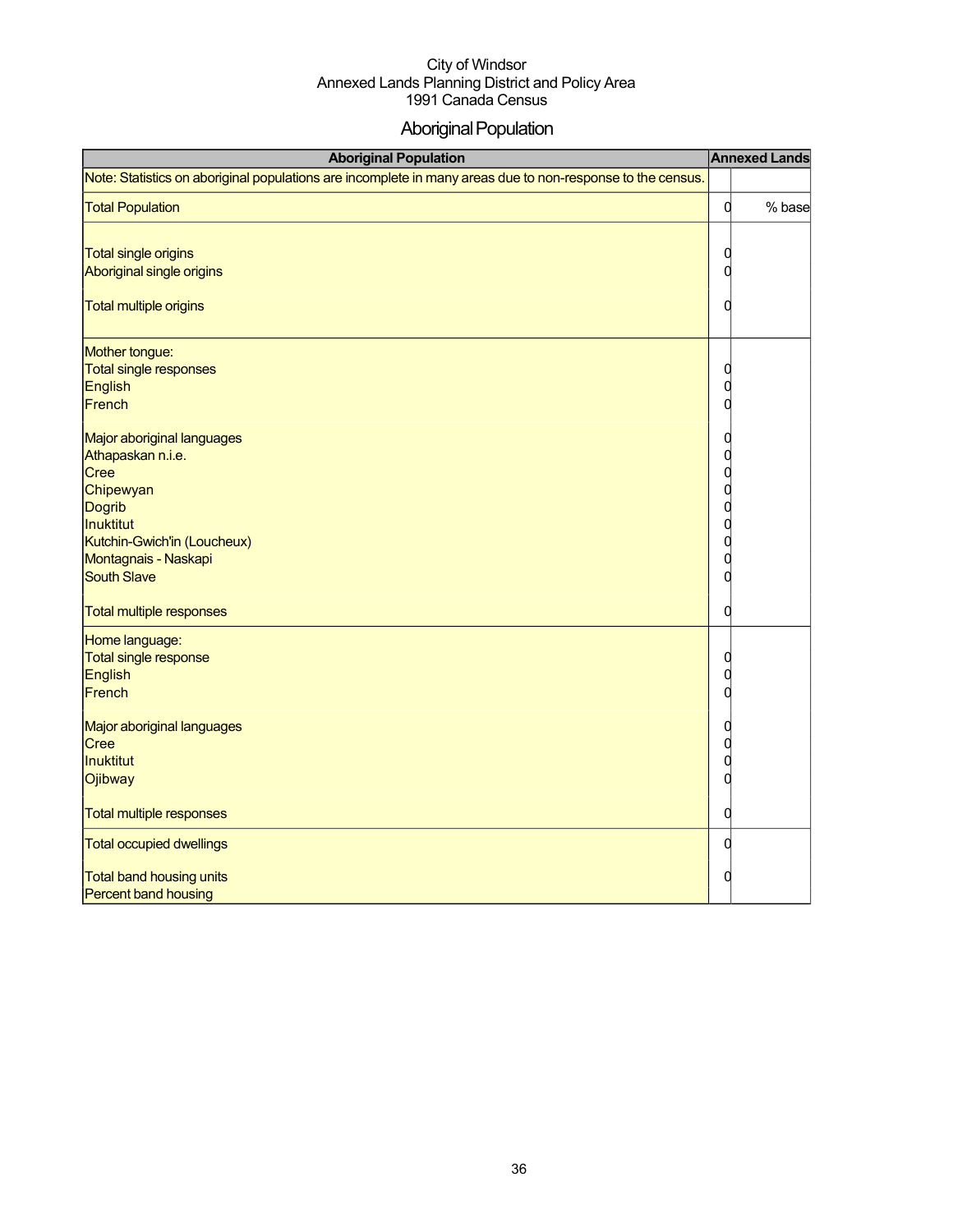City of Windsor
Annexed Lands Planning District and Policy Area
1991 Canada Census

# Aboriginal Population

| Aboriginal Population | Annexed Lands | |
|---|---|---|
| Note: Statistics on aboriginal populations are incomplete in many areas due to non-response to the census. | | |
| Total Population | 0 | % base |
| Total single origins | 0 | |
| Aboriginal single origins | 0 | |
| Total multiple origins | 0 | |
| Mother tongue: | | |
| Total single responses | 0 | |
| English | 0 | |
| French | 0 | |
| Major aboriginal languages | 0 | |
| Athapaskan n.i.e. | 0 | |
| Cree | 0 | |
| Chipewyan | 0 | |
| Dogrib | 0 | |
| Inuktitut | 0 | |
| Kutchin-Gwich'in (Loucheux) | 0 | |
| Montagnais - Naskapi | 0 | |
| South Slave | 0 | |
| Total multiple responses | 0 | |
| Home language: | | |
| Total single response | 0 | |
| English | 0 | |
| French | 0 | |
| Major aboriginal languages | 0 | |
| Cree | 0 | |
| Inuktitut | 0 | |
| Ojibway | 0 | |
| Total multiple responses | 0 | |
| Total occupied dwellings | 0 | |
| Total band housing units | 0 | |
| Percent band housing | | |